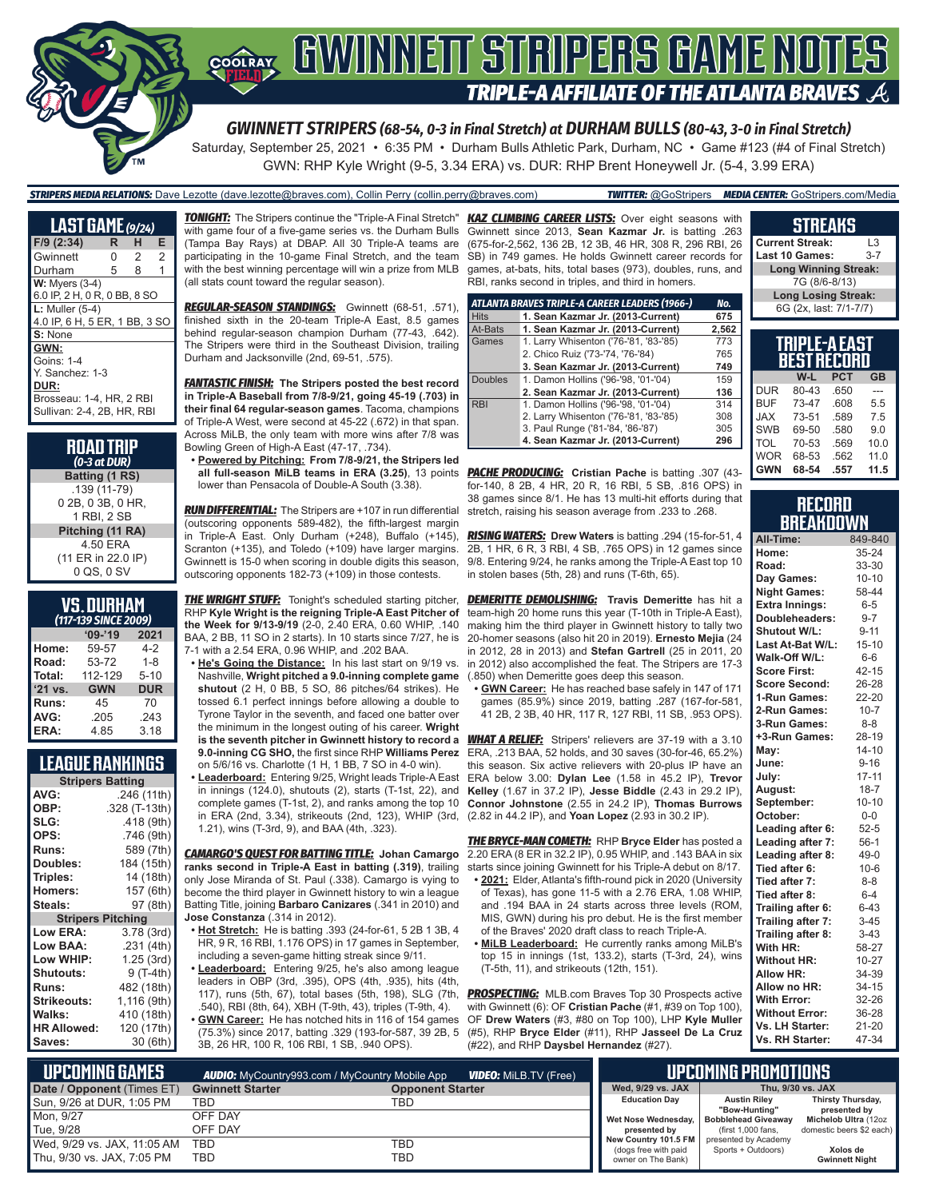# GWINNETT STRIPERS GAME NOTES

## TRIPLE-A AFFILIATE OF THE ATLANTA BRAVES

### GWINNETT STRIPERS (68-54, 0-3 in Final Stretch) at DURHAM BULLS (80-43, 3-0 in Final Stretch)

Saturday, September 25, 2021 • 6:35 PM • Durham Bulls Athletic Park, Durham, NC • Game #123 (#4 of Final Stretch)

GWN: RHP Kyle Wright (9-5, 3.34 ERA) vs. DUR: RHP Brent Honeywell Jr. (5-4, 3.99 ERA)

**STRIPERS MEDIA RELATIONS:** Dave Lezotte (dave.lezotte@braves.com), Collin Perry (collin.perry@braves.com) **TWITTER:** @GoStripers **MEDIA CENTER:** GoStripers.com/Media

## LAST GAME (9/24)

| F/9 (2:34) | R | H | E |
|---|---|---|---|
| Gwinnett | 0 | 2 | 2 |
| Durham | 5 | 8 | 1 |

**W:** Myers (3-4)
6.0 IP, 2 H, 0 R, 0 BB, 8 SO

**L:** Muller (5-4)
4.0 IP, 6 H, 5 ER, 1 BB, 3 SO

**S:** None

**GWN:**
Goins: 1-4
Y. Sanchez: 1-3

**DUR:**
Brosseau: 1-4, HR, 2 RBI
Sullivan: 2-4, 2B, HR, RBI

## ROAD TRIP
*(0-3 at DUR)*

**Batting (1 RS)**
.139 (11-79),
0 2B, 0 3B, 0 HR,
1 RBI, 2 SB

**Pitching (11 RA)**
4.50 ERA
(11 ER in 22.0 IP)
0 QS, 0 SV

## VS. DURHAM
*(117-139 SINCE 2009)*

| | '09-'19 | 2021 |
|---|---|---|
| Home: | 59-57 | 4-2 |
| Road: | 53-72 | 1-8 |
| Total: | 112-129 | 5-10 |
| '21 vs. | GWN | DUR |
| Runs: | 45 | 70 |
| AVG: | .205 | .243 |
| ERA: | 4.85 | 3.18 |

## LEAGUE RANKINGS

| Stripers Batting | |
|---|---|
| AVG: | .246 (11th) |
| OBP: | .328 (T-13th) |
| SLG: | .418 (9th) |
| OPS: | .746 (9th) |
| Runs: | 589 (7th) |
| Doubles: | 184 (15th) |
| Triples: | 14 (18th) |
| Homers: | 157 (6th) |
| Steals: | 97 (8th) |
| **Stripers Pitching** | |
| Low ERA: | 3.78 (3rd) |
| Low BAA: | .231 (4th) |
| Low WHIP: | 1.25 (3rd) |
| Shutouts: | 9 (T-4th) |
| Runs: | 482 (18th) |
| Strikeouts: | 1,116 (9th) |
| Walks: | 410 (18th) |
| HR Allowed: | 120 (17th) |
| Saves: | 30 (6th) |

**TONIGHT:** The Stripers continue the "Triple-A Final Stretch" with game four of a five-game series vs. the Durham Bulls (Tampa Bay Rays) at DBAP. All 30 Triple-A teams are participating in the 10-game Final Stretch, and the team with the best winning percentage will win a prize from MLB (all stats count toward the regular season).

**REGULAR-SEASON STANDINGS:** Gwinnett (68-51, .571), finished sixth in the 20-team Triple-A East, 8.5 games behind regular-season champion Durham (77-43, .642). The Stripers were third in the Southeast Division, trailing Durham and Jacksonville (2nd, 69-51, .575).

**FANTASTIC FINISH:** **The Stripers posted the best record in Triple-A Baseball from 7/8-9/21, going 45-19 (.703) in their final 64 regular-season games**. Tacoma, champions of Triple-A West, were second at 45-22 (.672) in that span. Across MiLB, the only team with more wins after 7/8 was Bowling Green of High-A East (47-17, .734).

- **Powered by Pitching: From 7/8-9/21, the Stripers led all full-season MiLB teams in ERA (3.25)**, 13 points lower than Pensacola of Double-A South (3.38).

**RUN DIFFERENTIAL:** The Stripers are +107 in run differential (outscoring opponents 589-482), the fifth-largest margin in Triple-A East. Only Durham (+248), Buffalo (+145), Scranton (+135), and Toledo (+109) have larger margins. Gwinnett is 15-0 when scoring in double digits this season, outscoring opponents 182-73 (+109) in those contests.

**THE WRIGHT STUFF:** Tonight's scheduled starting pitcher, RHP **Kyle Wright is the reigning Triple-A East Pitcher of the Week for 9/13-9/19** (2-0, 2.40 ERA, 0.60 WHIP, .140 BAA, 2 BB, 11 SO in 2 starts). In 10 starts since 7/27, he is 7-1 with a 2.54 ERA, 0.96 WHIP, and .202 BAA.

- **He's Going the Distance:** In his last start on 9/19 vs. Nashville, **Wright pitched a 9.0-inning complete game shutout** (2 H, 0 BB, 5 SO, 86 pitches/64 strikes). He tossed 6.1 perfect innings before allowing a double to Tyrone Taylor in the seventh, and faced one batter over the minimum in the longest outing of his career. **Wright is the seventh pitcher in Gwinnett history to record a 9.0-inning CG SHO,** the first since RHP **Williams Perez** on 5/6/16 vs. Charlotte (1 H, 1 BB, 7 SO in 4-0 win).
- **Leaderboard:** Entering 9/25, Wright leads Triple-A East in innings (124.0), shutouts (2), starts (T-1st, 22), and complete games (T-1st, 2), and ranks among the top 10 in ERA (2nd, 3.34), strikeouts (2nd, 123), WHIP (3rd, 1.21), wins (T-3rd, 9), and BAA (4th, .323).

**CAMARGO'S QUEST FOR BATTING TITLE:** **Johan Camargo ranks second in Triple-A East in batting (.319)**, trailing only Jose Miranda of St. Paul (.338). Camargo is vying to become the third player in Gwinnett history to win a league Batting Title, joining **Barbaro Canizares** (.341 in 2010) and **Jose Constanza** (.314 in 2012).

- **Hot Stretch:** He is batting **.393** (24-for-61, 5 2B 1 3B, 4 HR, 9 R, 16 RBI, 1.176 OPS) in 17 games in September, including a seven-game hitting streak since 9/11.
- **Leaderboard:** Entering 9/25, he's also among league leaders in OBP (3rd, .395), OPS (4th, .935), hits (4th, 117), runs (5th, 67), total bases (5th, 198), SLG (7th, .540), RBI (8th, 64), XBH (T-9th, 43), triples (T-9th, 4).
- **GWN Career:** He has notched hits in 116 of 154 games (75.3%) since 2017, batting .329 (193-for-587, 39 2B, 5 3B, 26 HR, 100 R, 106 RBI, 1 SB, .940 OPS).

**KAZ CLIMBING CAREER LISTS:** Over eight seasons with Gwinnett since 2013, **Sean Kazmar Jr.** is batting .263 (675-for-2,562, 136 2B, 12 3B, 46 HR, 308 R, 296 RBI, 26 SB) in 749 games. He holds Gwinnett career records for games, at-bats, hits, total bases (973), doubles, runs, and RBI, ranks second in triples, and third in homers.

| ATLANTA BRAVES TRIPLE-A CAREER LEADERS (1966-) | | No. |
|---|---|---|
| Hits | **1. Sean Kazmar Jr. (2013-Current)** | **675** |
| At-Bats | **1. Sean Kazmar Jr. (2013-Current)** | **2,562** |
| Games | 1. Larry Whisenton ('76-'81, '83-'85) | 773 |
| | 2. Chico Ruiz ('73-'74, '76-'84) | 765 |
| | **3. Sean Kazmar Jr. (2013-Current)** | **749** |
| Doubles | 1. Damon Hollins ('96-'98, '01-'04) | 159 |
| | **2. Sean Kazmar Jr. (2013-Current)** | **136** |
| RBI | 1. Damon Hollins ('96-'98, '01-'04) | 314 |
| | 2. Larry Whisenton ('76-'81, '83-'85) | 308 |
| | 3. Paul Runge ('81-'84, '86-'87) | 305 |
| | **4. Sean Kazmar Jr. (2013-Current)** | **296** |

**PACHE PRODUCING:** **Cristian Pache** is batting .307 (43-for-140, 8 2B, 4 HR, 20 R, 16 RBI, 5 SB, .816 OPS) in 38 games since 8/1. He has 13 multi-hit efforts during that stretch, raising his season average from .233 to .268.

**RISING WATERS:** **Drew Waters** is batting .294 (15-for-51, 4 2B, 1 HR, 6 R, 3 RBI, 4 SB, .765 OPS) in 12 games since 9/8. Entering 9/24, he ranks among the Triple-A East top 10 in stolen bases (5th, 28) and runs (T-6th, 65).

**DEMERITTE DEMOLISHING:** **Travis Demeritte** has hit a team-high 20 home runs this year (T-10th in Triple-A East), making him the third player in Gwinnett history to tally two 20-homer seasons (also hit 20 in 2019). **Ernesto Mejia** (24 in 2012, 28 in 2013) and **Stefan Gartrell** (25 in 2011, 20 in 2012) also accomplished the feat. The Stripers are 17-3 (.850) when Demeritte goes deep this season.

- **GWN Career:** He has reached base safely in 147 of 171 games (85.9%) since 2019, batting .287 (167-for-581, 41 2B, 2 3B, 40 HR, 117 R, 127 RBI, 11 SB, .953 OPS).

**WHAT A RELIEF:** Stripers' relievers are 37-19 with a 3.10 ERA, .213 BAA, 52 holds, and 30 saves (30-for-46, 65.2%) this season. Six active relievers with 20-plus IP have an ERA below 3.00: **Dylan Lee** (1.58 in 45.2 IP), **Trevor Kelley** (1.67 in 37.2 IP), **Jesse Biddle** (2.43 in 29.2 IP), **Connor Johnstone** (2.55 in 24.2 IP), **Thomas Burrows** (2.82 in 44.2 IP), and **Yoan Lopez** (2.93 in 30.2 IP).

**THE BRYCE-MAN COMETH:** RHP **Bryce Elder** has posted a 2.20 ERA (8 ER in 32.2 IP), 0.95 WHIP, and .143 BAA in six starts since joining Gwinnett for his Triple-A debut on 8/17.

- **2021:** Elder, Atlanta's fifth-round pick in 2020 (University of Texas), has gone 11-5 with a 2.76 ERA, 1.08 WHIP, and .194 BAA in 24 starts across three levels (ROM, MIS, GWN) during his pro debut. He is the first member of the Braves' 2020 draft class to reach Triple-A.
- **MiLB Leaderboard:** He currently ranks among MiLB's top 15 in innings (1st, 133.2), starts (T-3rd, 24), wins (T-5th, 11), and strikeouts (12th, 151).

**PROSPECTING:** MLB.com Braves Top 30 Prospects active with Gwinnett (6): OF **Cristian Pache** (#1, #39 on Top 100), OF **Drew Waters** (#3, #80 on Top 100), LHP **Kyle Muller** (#5), RHP **Bryce Elder** (#11), RHP **Jasseel De La Cruz** (#22), and RHP **Daysbel Hernandez** (#27).

## STREAKS

| | |
|---|---|
| Current Streak: | L3 |
| Last 10 Games: | 3-7 |
| **Long Winning Streak:** | |
| 7G (8/6-8/13) | |
| **Long Losing Streak:** | |
| 6G (2x, last: 7/1-7/7) | |

## TRIPLE-A EAST BEST RECORD

| | W-L | PCT | GB |
|---|---|---|---|
| DUR | 80-43 | .650 | --- |
| BUF | 73-47 | .608 | 5.5 |
| JAX | 73-51 | .589 | 7.5 |
| SWB | 69-50 | .580 | 9.0 |
| TOL | 70-53 | .569 | 10.0 |
| WOR | 68-53 | .562 | 11.0 |
| **GWN** | **68-54** | **.557** | **11.5** |

## RECORD BREAKDOWN

| | |
|---|---|
| All-Time: | 849-840 |
| Home: | 35-24 |
| Road: | 33-30 |
| Day Games: | 10-10 |
| Night Games: | 58-44 |
| Extra Innings: | 6-5 |
| Doubleheaders: | 9-7 |
| Shutout W/L: | 9-11 |
| Last At-Bat W/L: | 15-10 |
| Walk-Off W/L: | 6-6 |
| Score First: | 42-15 |
| Score Second: | 26-28 |
| 1-Run Games: | 22-20 |
| 2-Run Games: | 10-7 |
| 3-Run Games: | 8-8 |
| +3-Run Games: | 28-19 |
| May: | 14-10 |
| June: | 9-16 |
| July: | 17-11 |
| August: | 18-7 |
| September: | 10-10 |
| October: | 0-0 |
| Leading after 6: | 52-5 |
| Leading after 7: | 56-1 |
| Leading after 8: | 49-0 |
| Tied after 6: | 10-6 |
| Tied after 7: | 8-8 |
| Tied after 8: | 6-4 |
| Trailing after 6: | 6-43 |
| Trailing after 7: | 3-45 |
| Trailing after 8: | 3-43 |
| With HR: | 58-27 |
| Without HR: | 10-27 |
| Allow HR: | 34-39 |
| Allow no HR: | 34-15 |
| With Error: | 32-26 |
| Without Error: | 36-28 |
| Vs. LH Starter: | 21-20 |
| Vs. RH Starter: | 47-34 |

## UPCOMING GAMES

**AUDIO:** MyCountry993.com / MyCountry Mobile App **VIDEO:** MiLB.TV (Free)

| Date / Opponent (Times ET) | Gwinnett Starter | Opponent Starter |
|---|---|---|
| Sun, 9/26 at DUR, 1:05 PM | TBD | TBD |
| Mon, 9/27 | OFF DAY | |
| Tue, 9/28 | OFF DAY | |
| Wed, 9/29 vs. JAX, 11:05 AM | TBD | TBD |
| Thu, 9/30 vs. JAX, 7:05 PM | TBD | TBD |

## UPCOMING PROMOTIONS

| Wed, 9/29 vs. JAX | Thu, 9/30 vs. JAX | |
|---|---|---|
| Education Day<br><br>Wet Nose Wednesday, presented by New Country 101.5 FM (dogs free with paid owner on The Bank) | Austin Riley "Bow-Hunting" Bobblehead Giveaway (first 1,000 fans, presented by Academy Sports + Outdoors) | Thirsty Thursday, presented by Michelob Ultra (12oz domestic beers $2 each)<br><br>Xolos de Gwinnett Night |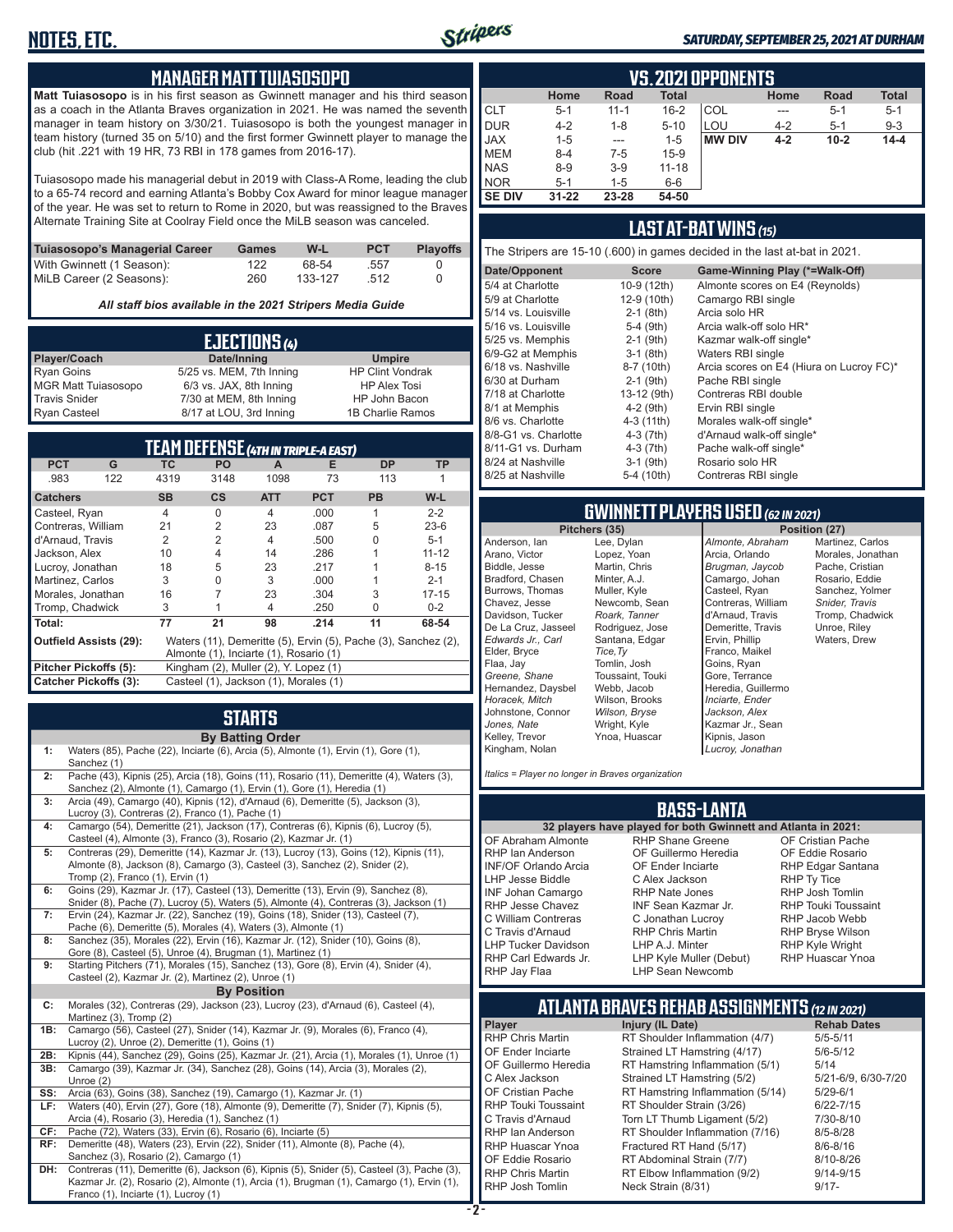# NOTES, ETC.

*SATURDAY, SEPTEMBER 25, 2021 AT DURHAM*

## MANAGER MATT TUIASOSOPO

**Matt Tuiasosopo** is in his first season as Gwinnett manager and his third season as a coach in the Atlanta Braves organization in 2021. He was named the seventh manager in team history on 3/30/21. Tuiasosopo is both the youngest manager in team history (turned 35 on 5/10) and the first former Gwinnett player to manage the club (hit .221 with 19 HR, 73 RBI in 178 games from 2016-17).

Tuiasosopo made his managerial debut in 2019 with Class-A Rome, leading the club to a 65-74 record and earning Atlanta's Bobby Cox Award for minor league manager of the year. He was set to return to Rome in 2020, but was reassigned to the Braves Alternate Training Site at Coolray Field once the MiLB season was canceled.

| Tuiasosopo's Managerial Career | Games | W-L | PCT | Playoffs |
|---|---|---|---|---|
| With Gwinnett (1 Season): | 122 | 68-54 | .557 | 0 |
| MiLB Career (2 Seasons): | 260 | 133-127 | .512 | 0 |

***All staff bios available in the 2021 Stripers Media Guide***

## EJECTIONS (4)

| Player/Coach | Date/Inning | Umpire |
|---|---|---|
| Ryan Goins | 5/25 vs. MEM, 7th Inning | HP Clint Vondrak |
| MGR Matt Tuiasosopo | 6/3 vs. JAX, 8th Inning | HP Alex Tosi |
| Travis Snider | 7/30 at MEM, 8th Inning | HP John Bacon |
| Ryan Casteel | 8/17 at LOU, 3rd Inning | 1B Charlie Ramos |

## TEAM DEFENSE (4TH IN TRIPLE-A EAST)

| PCT | G | TC | PO | A | E | DP | TP |
|---|---|---|---|---|---|---|---|
| .983 | 122 | 4319 | 3148 | 1098 | 73 | 113 | 1 |

| Catchers | SB | CS | ATT | PCT | PB | W-L |
|---|---|---|---|---|---|---|
| Casteel, Ryan | 4 | 0 | 4 | .000 | 1 | 2-2 |
| Contreras, William | 21 | 2 | 23 | .087 | 5 | 23-6 |
| d'Arnaud, Travis | 2 | 2 | 4 | .500 | 0 | 5-1 |
| Jackson, Alex | 10 | 4 | 14 | .286 | 1 | 11-12 |
| Lucroy, Jonathan | 18 | 5 | 23 | .217 | 1 | 8-15 |
| Martinez, Carlos | 3 | 0 | 3 | .000 | 1 | 2-1 |
| Morales, Jonathan | 16 | 7 | 23 | .304 | 3 | 17-15 |
| Tromp, Chadwick | 3 | 1 | 4 | .250 | 0 | 0-2 |
| **Total:** | **77** | **21** | **98** | **.214** | **11** | **68-54** |

**Outfield Assists (29):** Waters (11), Demeritte (5), Ervin (5), Pache (3), Sanchez (2), Almonte (1), Inciarte (1), Rosario (1)

**Pitcher Pickoffs (5):** Kingham (2), Muller (2), Y. Lopez (1)

**Catcher Pickoffs (3):** Casteel (1), Jackson (1), Morales (1)

## STARTS

**By Batting Order**

| | |
|---|---|
| 1: | Waters (85), Pache (22), Inciarte (6), Arcia (5), Almonte (1), Ervin (1), Gore (1), Sanchez (1) |
| 2: | Pache (43), Kipnis (25), Arcia (18), Goins (11), Rosario (11), Demeritte (4), Waters (3), Sanchez (2), Almonte (1), Camargo (1), Ervin (1), Gore (1), Heredia (1) |
| 3: | Arcia (49), Camargo (40), Kipnis (12), d'Arnaud (6), Demeritte (5), Jackson (3), Lucroy (3), Contreras (2), Franco (1), Pache (1) |
| 4: | Camargo (54), Demeritte (21), Jackson (17), Contreras (6), Kipnis (6), Lucroy (5), Casteel (4), Almonte (3), Franco (3), Rosario (2), Kazmar Jr. (1) |
| 5: | Contreras (29), Demeritte (14), Kazmar Jr. (13), Lucroy (13), Goins (12), Kipnis (11), Almonte (8), Jackson (8), Camargo (3), Casteel (3), Sanchez (2), Snider (2), Tromp (2), Franco (1), Ervin (1) |
| 6: | Goins (29), Kazmar Jr. (17), Casteel (13), Demeritte (13), Ervin (9), Sanchez (8), Snider (8), Pache (7), Lucroy (5), Waters (5), Almonte (4), Contreras (3), Jackson (1) |
| 7: | Ervin (24), Kazmar Jr. (22), Sanchez (19), Goins (18), Snider (13), Casteel (7), Pache (6), Demeritte (5), Morales (4), Waters (4), Almonte (1) |
| 8: | Sanchez (35), Morales (22), Ervin (16), Kazmar Jr. (12), Snider (10), Goins (8), Gore (8), Casteel (5), Unroe (4), Brugman (1), Martinez (1) |
| 9: | Starting Pitchers (71), Morales (15), Sanchez (13), Gore (8), Ervin (4), Snider (4), Casteel (2), Kazmar Jr. (2), Martinez (2), Unroe (1) |

**By Position**

| | |
|---|---|
| C: | Morales (32), Contreras (29), Jackson (23), Lucroy (23), d'Arnaud (6), Casteel (4), Martinez (3), Tromp (2) |
| 1B: | Camargo (56), Casteel (27), Snider (14), Kazmar Jr. (9), Morales (6), Franco (4), Lucroy (2), Unroe (2), Demeritte (1), Goins (1) |
| 2B: | Kipnis (44), Sanchez (29), Goins (25), Kazmar Jr. (21), Arcia (1), Morales (1), Unroe (1) |
| 3B: | Camargo (39), Kazmar Jr. (34), Sanchez (28), Goins (14), Arcia (3), Morales (2), Unroe (2) |
| SS: | Arcia (63), Goins (38), Sanchez (19), Camargo (1), Kazmar Jr. (1) |
| LF: | Waters (40), Ervin (27), Gore (18), Almonte (9), Demeritte (7), Snider (7), Kipnis (5), Arcia (4), Rosario (3), Heredia (1), Sanchez (1) |
| CF: | Pache (72), Waters (33), Ervin (6), Rosario (6), Inciarte (5) |
| RF: | Demeritte (48), Waters (23), Ervin (22), Snider (11), Almonte (8), Pache (4), Sanchez (3), Rosario (2), Camargo (1) |
| DH: | Contreras (11), Demeritte (6), Jackson (6), Kipnis (5), Snider (5), Casteel (3), Pache (3), Kazmar Jr. (2), Rosario (2), Almonte (1), Arcia (1), Brugman (1), Camargo (1), Ervin (1), Franco (1), Inciarte (1), Lucroy (1) |

## VS. 2021 OPPONENTS

| | Home | Road | Total | | Home | Road | Total |
|---|---|---|---|---|---|---|---|
| CLT | 5-1 | 11-1 | 16-2 | COL | --- | 5-1 | 5-1 |
| DUR | 4-2 | 1-8 | 5-10 | LOU | 4-2 | 5-1 | 9-3 |
| JAX | 1-5 | --- | 1-5 | **MW DIV** | **4-2** | **10-2** | **14-4** |
| MEM | 8-4 | 7-5 | 15-9 | | | | |
| NAS | 8-9 | 3-9 | 11-18 | | | | |
| NOR | 5-1 | 1-5 | 6-6 | | | | |
| **SE DIV** | **31-22** | **23-28** | **54-50** | | | | |

## LAST AT-BAT WINS (15)

The Stripers are 15-10 (.600) in games decided in the last at-bat in 2021.

| Date/Opponent | Score | Game-Winning Play (*=Walk-Off) |
|---|---|---|
| 5/4 at Charlotte | 10-9 (12th) | Almonte scores on E4 (Reynolds) |
| 5/9 at Charlotte | 12-9 (10th) | Camargo RBI single |
| 5/14 vs. Louisville | 2-1 (8th) | Arcia solo HR |
| 5/16 vs. Louisville | 5-4 (9th) | Arcia walk-off solo HR* |
| 5/25 vs. Memphis | 2-1 (9th) | Kazmar walk-off single* |
| 6/9-G2 at Memphis | 3-1 (8th) | Waters RBI single |
| 6/18 vs. Nashville | 8-7 (10th) | Arcia scores on E4 (Hiura on Lucroy FC)* |
| 6/30 at Durham | 2-1 (9th) | Pache RBI single |
| 7/18 at Charlotte | 13-12 (9th) | Contreras RBI double |
| 8/1 at Memphis | 4-2 (9th) | Ervin RBI single |
| 8/6 vs. Charlotte | 4-3 (11th) | Morales walk-off single* |
| 8/8-G1 vs. Charlotte | 4-3 (7th) | d'Arnaud walk-off single* |
| 8/11-G1 vs. Durham | 4-3 (7th) | Pache walk-off single* |
| 8/24 at Nashville | 3-1 (9th) | Rosario solo HR |
| 8/25 at Nashville | 5-4 (10th) | Contreras RBI single |

## GWINNETT PLAYERS USED (62 IN 2021)

**Pitchers (35)**

Anderson, Ian; Arano, Victor; Biddle, Jesse; Bradford, Chasen; Burrows, Thomas; Chavez, Jesse; Davidson, Tucker; De La Cruz, Jasseel; *Edwards Jr., Carl*; Elder, Bryce; Flaa, Jay; *Greene, Shane*; Hernandez, Daysbel; *Horacek, Mitch*; Johnstone, Connor; *Jones, Nate*; Kelley, Trevor; Kingham, Nolan; Lee, Dylan; Lopez, Yoan; Martin, Chris; Minter, A.J.; Muller, Kyle; Newcomb, Sean; *Roark, Tanner*; Rodriguez, Jose; Santana, Edgar; *Tice, Ty*; Tomlin, Josh; Toussaint, Touki; Webb, Jacob; Wilson, Brooks; *Wilson, Bryse*; Wright, Kyle; Ynoa, Huascar

**Position (27)**

*Almonte, Abraham*; Arcia, Orlando; *Brugman, Jaycob*; Camargo, Johan; Casteel, Ryan; Contreras, William; d'Arnaud, Travis; Demeritte, Travis; Ervin, Phillip; Franco, Maikel; Goins, Ryan; Gore, Terrance; Heredia, Guillermo; *Inciarte, Ender*; *Jackson, Alex*; Kazmar Jr., Sean; Kipnis, Jason; *Lucroy, Jonathan*; Martinez, Carlos; Morales, Jonathan; Pache, Cristian; Rosario, Eddie; Sanchez, Yolmer; *Snider, Travis*; Tromp, Chadwick; Unroe, Riley; Waters, Drew

*Italics = Player no longer in Braves organization*

## BASS-LANTA

**32 players have played for both Gwinnett and Atlanta in 2021:**

OF Abraham Almonte; RHP Ian Anderson; INF/OF Orlando Arcia; LHP Jesse Biddle; INF Johan Camargo; RHP Jesse Chavez; C William Contreras; C Travis d'Arnaud; LHP Tucker Davidson; RHP Carl Edwards Jr.; RHP Jay Flaa; RHP Shane Greene; OF Guillermo Heredia; OF Ender Inciarte; C Alex Jackson; RHP Nate Jones; INF Sean Kazmar Jr.; C Jonathan Lucroy; RHP Chris Martin; LHP A.J. Minter; LHP Kyle Muller (Debut); LHP Sean Newcomb; OF Cristian Pache; OF Eddie Rosario; RHP Edgar Santana; RHP Ty Tice; RHP Josh Tomlin; RHP Touki Toussaint; RHP Jacob Webb; RHP Bryse Wilson; RHP Kyle Wright; RHP Huascar Ynoa

## ATLANTA BRAVES REHAB ASSIGNMENTS (12 IN 2021)

| Player | Injury (IL Date) | Rehab Dates |
|---|---|---|
| RHP Chris Martin | RT Shoulder Inflammation (4/7) | 5/5-5/11 |
| OF Ender Inciarte | Strained LT Hamstring (4/17) | 5/6-5/12 |
| OF Guillermo Heredia | RT Hamstring Inflammation (5/1) | 5/14 |
| C Alex Jackson | Strained LT Hamstring (5/2) | 5/21-6/9, 6/30-7/20 |
| OF Cristian Pache | RT Hamstring Inflammation (5/14) | 5/29-6/1 |
| RHP Touki Toussaint | RT Shoulder Strain (3/26) | 6/22-7/15 |
| C Travis d'Arnaud | Torn LT Thumb Ligament (5/2) | 7/30-8/10 |
| RHP Ian Anderson | RT Shoulder Inflammation (7/16) | 8/5-8/28 |
| RHP Huascar Ynoa | Fractured RT Hand (5/17) | 8/6-8/16 |
| OF Eddie Rosario | RT Abdominal Strain (7/7) | 8/10-8/26 |
| RHP Chris Martin | RT Elbow Inflammation (9/2) | 9/14-9/15 |
| RHP Josh Tomlin | Neck Strain (8/31) | 9/17- |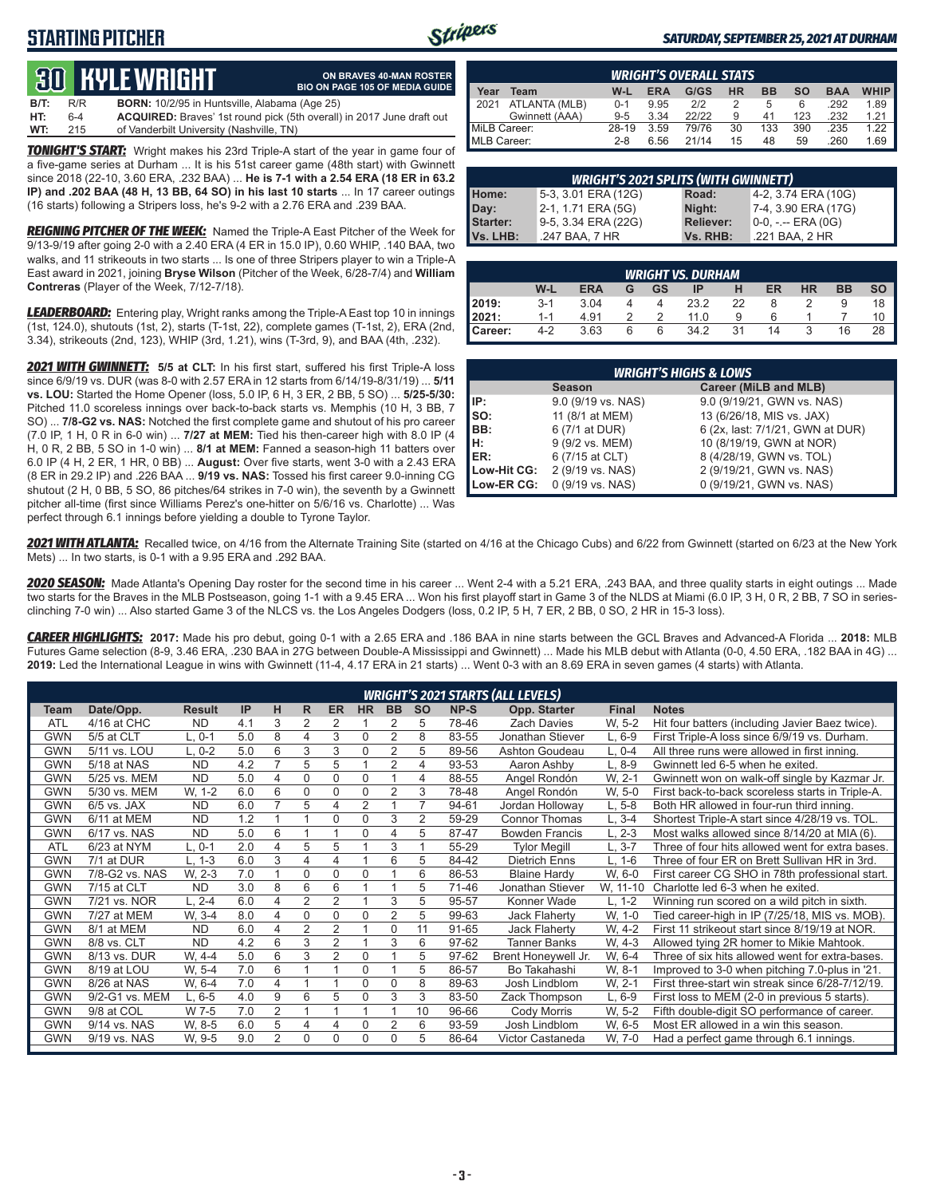## STARTING PITCHER

**SATURDAY, SEPTEMBER 25, 2021 AT DURHAM**

# 30 KYLE WRIGHT

**ON BRAVES 40-MAN ROSTER**
**BIO ON PAGE 105 OF MEDIA GUIDE**

**B/T:** R/R **BORN:** 10/2/95 in Huntsville, Alabama (Age 25)
**HT:** 6-4 **ACQUIRED:** Braves' 1st round pick (5th overall) in 2017 June draft out
**WT:** 215 of Vanderbilt University (Nashville, TN)

***TONIGHT'S START:*** Wright makes his 23rd Triple-A start of the year in game four of a five-game series at Durham ... It is his 51st career game (48th start) with Gwinnett since 2018 (22-10, 3.60 ERA, .232 BAA) ... **He is 7-1 with a 2.54 ERA (18 ER in 63.2 IP) and .202 BAA (48 H, 13 BB, 64 SO) in his last 10 starts** ... In 17 career outings (16 starts) following a Stripers loss, he's 9-2 with a 2.76 ERA and .239 BAA.

***REIGNING PITCHER OF THE WEEK:*** Named the Triple-A East Pitcher of the Week for 9/13-9/19 after going 2-0 with a 2.40 ERA (4 ER in 15.0 IP), 0.60 WHIP, .140 BAA, two walks, and 11 strikeouts in two starts ... Is one of three Stripers player to win a Triple-A East award in 2021, joining **Bryse Wilson** (Pitcher of the Week, 6/28-7/4) and **William Contreras** (Player of the Week, 7/12-7/18).

***LEADERBOARD:*** Entering play, Wright ranks among the Triple-A East top 10 in innings (1st, 124.0), shutouts (1st, 2), starts (T-1st, 22), complete games (T-1st, 2), ERA (2nd, 3.34), strikeouts (2nd, 123), WHIP (3rd, 1.21), wins (T-3rd, 9), and BAA (4th, .232).

***2021 WITH GWINNETT:*** **5/5 at CLT:** In his first start, suffered his first Triple-A loss since 6/9/19 vs. DUR (was 8-0 with 2.57 ERA in 12 starts from 6/14/19-8/31/19) ... **5/11 vs. LOU:** Started the Home Opener (loss, 5.0 IP, 6 H, 3 ER, 2 BB, 5 SO) ... **5/25-5/30:** Pitched 11.0 scoreless innings over back-to-back starts vs. Memphis (10 H, 3 BB, 7 SO) ... **7/8-G2 vs. NAS:** Notched the first complete game and shutout of his pro career (7.0 IP, 1 H, 0 R in 6-0 win) ... **7/27 at MEM:** Tied his then-career high with 8.0 IP (4 H, 0 R, 2 BB, 5 SO in 1-0 win) ... **8/1 at MEM:** Fanned a season-high 11 batters over 6.0 IP (4 H, 2 ER, 1 HR, 0 BB) ... **August:** Over five starts, went 3-0 with a 2.43 ERA (8 ER in 29.2 IP) and .226 BAA ... **9/19 vs. NAS:** Tossed his first career 9.0-inning CG shutout (2 H, 0 BB, 5 SO, 86 pitches/64 strikes in 7-0 win), the seventh by a Gwinnett pitcher all-time (first since Williams Perez's one-hitter on 5/6/16 vs. Charlotte) ... Was perfect through 6.1 innings before yielding a double to Tyrone Taylor.

| WRIGHT'S OVERALL STATS | | | | | | | | | |
|---|---|---|---|---|---|---|---|---|---|
| **Year** | **Team** | **W-L** | **ERA** | **G/GS** | **HR** | **BB** | **SO** | **BAA** | **WHIP** |
| 2021 | ATLANTA (MLB) | 0-1 | 9.95 | 2/2 | 2 | 5 | 6 | .292 | 1.89 |
| | Gwinnett (AAA) | 9-5 | 3.34 | 22/22 | 9 | 41 | 123 | .232 | 1.21 |
| MiLB Career: | | 28-19 | 3.59 | 79/76 | 30 | 133 | 390 | .235 | 1.22 |
| MLB Career: | | 2-8 | 6.56 | 21/14 | 15 | 48 | 59 | .260 | 1.69 |

| WRIGHT'S 2021 SPLITS (WITH GWINNETT) | | | |
|---|---|---|---|
| **Home:** | 5-3, 3.01 ERA (12G) | **Road:** | 4-2, 3.74 ERA (10G) |
| **Day:** | 2-1, 1.71 ERA (5G) | **Night:** | 7-4, 3.90 ERA (17G) |
| **Starter:** | 9-5, 3.34 ERA (22G) | **Reliever:** | 0-0, -.-- ERA (0G) |
| **Vs. LHB:** | .247 BAA, 7 HR | **Vs. RHB:** | .221 BAA, 2 HR |

| WRIGHT VS. DURHAM | | | | | | | | | | |
|---|---|---|---|---|---|---|---|---|---|---|
| | **W-L** | **ERA** | **G** | **GS** | **IP** | **H** | **ER** | **HR** | **BB** | **SO** |
| **2019:** | 3-1 | 3.04 | 4 | 4 | 23.2 | 22 | 8 | 2 | 9 | 18 |
| **2021:** | 1-1 | 4.91 | 2 | 2 | 11.0 | 9 | 6 | 1 | 7 | 10 |
| **Career:** | 4-2 | 3.63 | 6 | 6 | 34.2 | 31 | 14 | 3 | 16 | 28 |

| WRIGHT'S HIGHS & LOWS | | |
|---|---|---|
| | **Season** | **Career (MiLB and MLB)** |
| **IP:** | 9.0 (9/19 vs. NAS) | 9.0 (9/19/21, GWN vs. NAS) |
| **SO:** | 11 (8/1 at MEM) | 13 (6/26/18, MIS vs. JAX) |
| **BB:** | 6 (7/1 at DUR) | 6 (2x, last: 7/1/21, GWN at DUR) |
| **H:** | 9 (9/2 vs. MEM) | 10 (8/19/19, GWN at NOR) |
| **ER:** | 6 (7/15 at CLT) | 8 (4/28/19, GWN vs. TOL) |
| **Low-Hit CG:** | 2 (9/19 vs. NAS) | 2 (9/19/21, GWN vs. NAS) |
| **Low-ER CG:** | 0 (9/19 vs. NAS) | 0 (9/19/21, GWN vs. NAS) |

***2021 WITH ATLANTA:*** Recalled twice, on 4/16 from the Alternate Training Site (started on 4/16 at the Chicago Cubs) and 6/22 from Gwinnett (started on 6/23 at the New York Mets) ... In two starts, is 0-1 with a 9.95 ERA and .292 BAA.

***2020 SEASON:*** Made Atlanta's Opening Day roster for the second time in his career ... Went 2-4 with a 5.21 ERA, .243 BAA, and three quality starts in eight outings ... Made two starts for the Braves in the MLB Postseason, going 1-1 with a 9.45 ERA ... Won his first playoff start in Game 3 of the NLDS at Miami (6.0 IP, 3 H, 0 R, 2 BB, 7 SO in series-clinching 7-0 win) ... Also started Game 3 of the NLCS vs. the Los Angeles Dodgers (loss, 0.2 IP, 5 H, 7 ER, 2 BB, 0 SO, 2 HR in 15-3 loss).

***CAREER HIGHLIGHTS:*** **2017:** Made his pro debut, going 0-1 with a 2.65 ERA and .186 BAA in nine starts between the GCL Braves and Advanced-A Florida ... **2018:** MLB Futures Game selection (8-9, 3.46 ERA, .230 BAA in 27G between Double-A Mississippi and Gwinnett) ... Made his MLB debut with Atlanta (0-0, 4.50 ERA, .182 BAA in 4G) ... **2019:** Led the International League in wins with Gwinnett (11-4, 4.17 ERA in 21 starts) ... Went 0-3 with an 8.69 ERA in seven games (4 starts) with Atlanta.

| WRIGHT'S 2021 STARTS (ALL LEVELS) | | | | | | | | | | | | | |
|---|---|---|---|---|---|---|---|---|---|---|---|---|---|
| **Team** | **Date/Opp.** | **Result** | **IP** | **H** | **R** | **ER** | **HR** | **BB** | **SO** | **NP-S** | **Opp. Starter** | **Final** | **Notes** |
| ATL | 4/16 at CHC | ND | 4.1 | 3 | 2 | 2 | 1 | 2 | 5 | 78-46 | Zach Davies | W, 5-2 | Hit four batters (including Javier Baez twice). |
| GWN | 5/5 at CLT | L, 0-1 | 5.0 | 8 | 4 | 3 | 0 | 2 | 8 | 83-55 | Jonathan Stiever | L, 6-9 | First Triple-A loss since 6/9/19 vs. Durham. |
| GWN | 5/11 vs. LOU | L, 0-2 | 5.0 | 6 | 3 | 3 | 0 | 2 | 5 | 89-56 | Ashton Goudeau | L, 0-4 | All three runs were allowed in first inning. |
| GWN | 5/18 at NAS | ND | 4.2 | 7 | 5 | 5 | 1 | 2 | 4 | 93-53 | Aaron Ashby | L, 8-9 | Gwinnett led 6-5 when he exited. |
| GWN | 5/25 vs. MEM | ND | 5.0 | 4 | 0 | 0 | 0 | 1 | 4 | 88-55 | Angel Rondón | W, 2-1 | Gwinnett won on walk-off single by Kazmar Jr. |
| GWN | 5/30 vs. MEM | W, 1-2 | 6.0 | 6 | 0 | 0 | 0 | 2 | 3 | 78-48 | Angel Rondón | W, 5-0 | First back-to-back scoreless starts in Triple-A. |
| GWN | 6/5 vs. JAX | ND | 6.0 | 7 | 5 | 4 | 2 | 1 | 7 | 94-61 | Jordan Holloway | L, 5-8 | Both HR allowed in four-run third inning. |
| GWN | 6/11 at MEM | ND | 1.2 | 1 | 1 | 0 | 0 | 3 | 2 | 59-29 | Connor Thomas | L, 3-4 | Shortest Triple-A start since 4/28/19 vs. TOL. |
| GWN | 6/17 vs. NAS | ND | 5.0 | 6 | 1 | 1 | 0 | 4 | 5 | 87-47 | Bowden Francis | L, 2-3 | Most walks allowed since 8/14/20 at MIA (6). |
| ATL | 6/23 at NYM | L, 0-1 | 2.0 | 4 | 5 | 5 | 1 | 3 | 1 | 55-29 | Tylor Megill | L, 3-7 | Three of four hits allowed went for extra bases. |
| GWN | 7/1 at DUR | L, 1-3 | 6.0 | 3 | 4 | 4 | 1 | 6 | 5 | 84-42 | Dietrich Enns | L, 1-6 | Three of four ER on Brett Sullivan HR in 3rd. |
| GWN | 7/8-G2 vs. NAS | W, 2-3 | 7.0 | 1 | 0 | 0 | 0 | 1 | 6 | 86-53 | Blaine Hardy | W, 6-0 | First career CG SHO in 78th professional start. |
| GWN | 7/15 at CLT | ND | 3.0 | 8 | 6 | 6 | 1 | 1 | 5 | 71-46 | Jonathan Stiever | W, 11-10 | Charlotte led 6-3 when he exited. |
| GWN | 7/21 vs. NOR | L, 2-4 | 6.0 | 4 | 2 | 2 | 1 | 3 | 5 | 95-57 | Konner Wade | L, 1-2 | Winning run scored on a wild pitch in sixth. |
| GWN | 7/27 at MEM | W, 3-4 | 8.0 | 4 | 0 | 0 | 0 | 2 | 5 | 99-63 | Jack Flaherty | W, 1-0 | Tied career-high in IP (7/25/18, MIS vs. MOB). |
| GWN | 8/1 at MEM | ND | 6.0 | 4 | 2 | 2 | 1 | 0 | 11 | 91-65 | Jack Flaherty | W, 4-2 | First 11 strikeout start since 8/19/19 at NOR. |
| GWN | 8/8 vs. CLT | ND | 4.2 | 6 | 3 | 2 | 1 | 3 | 6 | 97-62 | Tanner Banks | W, 4-3 | Allowed tying 2R homer to Mikie Mahtook. |
| GWN | 8/13 vs. DUR | W, 4-4 | 5.0 | 6 | 3 | 2 | 0 | 1 | 5 | 97-62 | Brent Honeywell Jr. | W, 6-4 | Three of six hits allowed went for extra-bases. |
| GWN | 8/19 at LOU | W, 5-4 | 7.0 | 6 | 1 | 1 | 0 | 1 | 5 | 86-57 | Bo Takahashi | W, 8-1 | Improved to 3-0 when pitching 7.0-plus in '21. |
| GWN | 8/26 at NAS | W, 6-4 | 7.0 | 4 | 1 | 1 | 0 | 0 | 8 | 89-63 | Josh Lindblom | W, 2-1 | First three-start win streak since 6/28-7/12/19. |
| GWN | 9/2-G1 vs. MEM | L, 6-5 | 4.0 | 9 | 6 | 5 | 0 | 3 | 3 | 83-50 | Zack Thompson | L, 6-9 | First loss to MEM (2-0 in previous 5 starts). |
| GWN | 9/8 at COL | W 7-5 | 7.0 | 2 | 1 | 1 | 1 | 1 | 10 | 96-66 | Cody Morris | W, 5-2 | Fifth double-digit SO performance of career. |
| GWN | 9/14 vs. NAS | W, 8-5 | 6.0 | 5 | 4 | 4 | 0 | 2 | 6 | 93-59 | Josh Lindblom | W, 6-5 | Most ER allowed in a win this season. |
| GWN | 9/19 vs. NAS | W, 9-5 | 9.0 | 2 | 0 | 0 | 0 | 0 | 5 | 86-64 | Victor Castaneda | W, 7-0 | Had a perfect game through 6.1 innings. |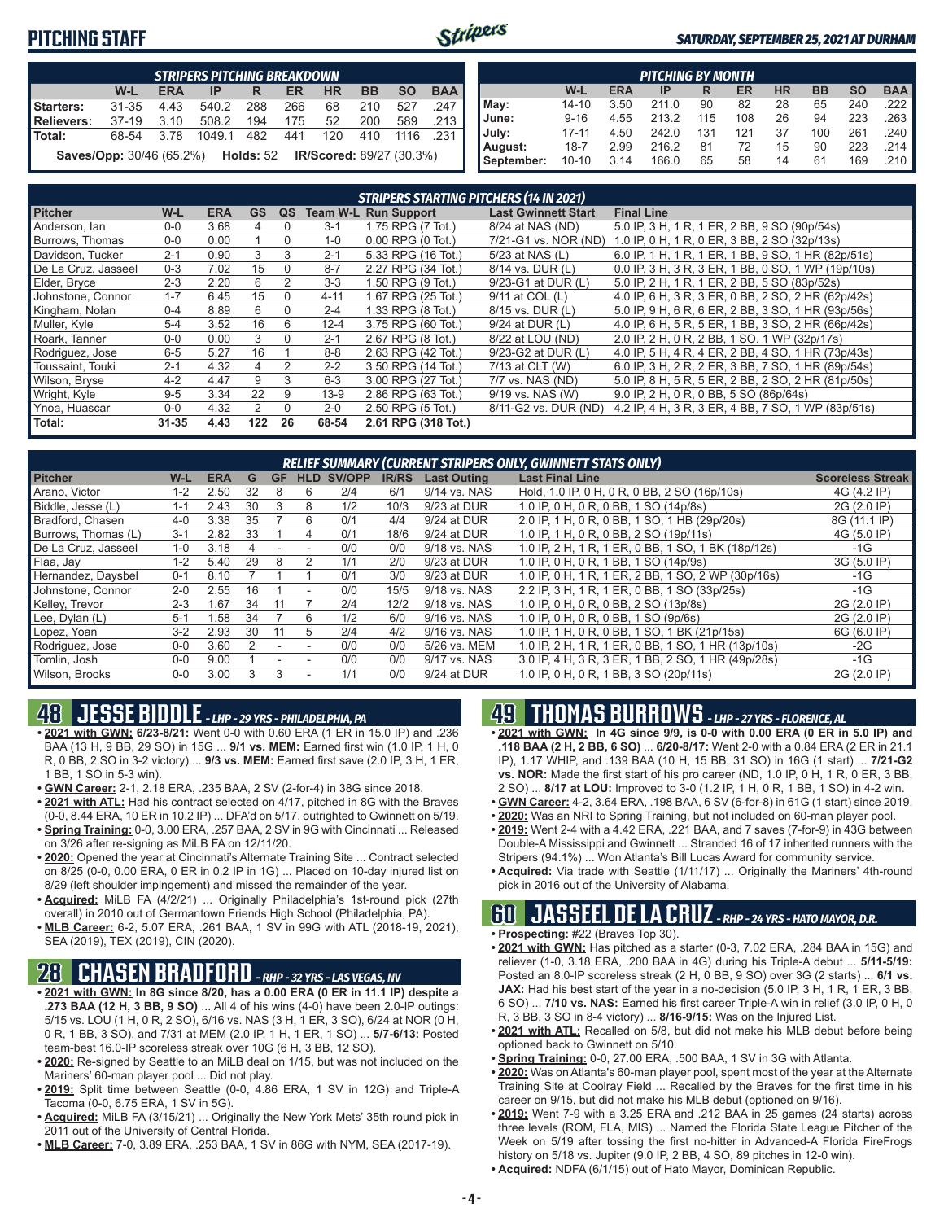# PITCHING STAFF

*SATURDAY, SEPTEMBER 25, 2021 AT DURHAM*

| *STRIPERS PITCHING BREAKDOWN* | W-L | ERA | IP | R | ER | HR | BB | SO | BAA |
|---|---|---|---|---|---|---|---|---|---|
| **Starters:** | 31-35 | 4.43 | 540.2 | 288 | 266 | 68 | 210 | 527 | .247 |
| **Relievers:** | 37-19 | 3.10 | 508.2 | 194 | 175 | 52 | 200 | 589 | .213 |
| **Total:** | 68-54 | 3.78 | 1049.1 | 482 | 441 | 120 | 410 | 1116 | .231 |

**Saves/Opp:** 30/46 (65.2%) **Holds:** 52 **IR/Scored:** 89/27 (30.3%)

| *PITCHING BY MONTH* | W-L | ERA | IP | R | ER | HR | BB | SO | BAA |
|---|---|---|---|---|---|---|---|---|---|
| **May:** | 14-10 | 3.50 | 211.0 | 90 | 82 | 28 | 65 | 240 | .222 |
| **June:** | 9-16 | 4.55 | 213.2 | 115 | 108 | 26 | 94 | 223 | .263 |
| **July:** | 17-11 | 4.50 | 242.0 | 131 | 121 | 37 | 100 | 261 | .240 |
| **August:** | 18-7 | 2.99 | 216.2 | 81 | 72 | 15 | 90 | 223 | .214 |
| **September:** | 10-10 | 3.14 | 166.0 | 65 | 58 | 14 | 61 | 169 | .210 |

*STRIPERS STARTING PITCHERS (14 IN 2021)*

| Pitcher | W-L | ERA | GS | QS | Team W-L | Run Support | Last Gwinnett Start | Final Line |
|---|---|---|---|---|---|---|---|---|
| Anderson, Ian | 0-0 | 3.68 | 4 | 0 | 3-1 | 1.75 RPG (7 Tot.) | 8/24 at NAS (ND) | 5.0 IP, 3 H, 1 R, 1 ER, 2 BB, 9 SO (90p/54s) |
| Burrows, Thomas | 0-0 | 0.00 | 1 | 0 | 1-0 | 0.00 RPG (0 Tot.) | 7/21-G1 vs. NOR (ND) | 1.0 IP, 0 H, 1 R, 0 ER, 3 BB, 2 SO (32p/13s) |
| Davidson, Tucker | 2-1 | 0.90 | 3 | 3 | 2-1 | 5.33 RPG (16 Tot.) | 5/23 at NAS (L) | 6.0 IP, 1 H, 1 R, 1 ER, 1 BB, 9 SO, 1 HR (82p/51s) |
| De La Cruz, Jasseel | 0-3 | 7.02 | 15 | 0 | 8-7 | 2.27 RPG (34 Tot.) | 8/14 vs. DUR (L) | 0.0 IP, 3 H, 3 R, 3 ER, 1 BB, 0 SO, 1 WP (19p/10s) |
| Elder, Bryce | 2-3 | 2.20 | 6 | 2 | 3-3 | 1.50 RPG (9 Tot.) | 9/23-G1 at DUR (L) | 5.0 IP, 2 H, 1 R, 1 ER, 2 BB, 5 SO (83p/52s) |
| Johnstone, Connor | 1-7 | 6.45 | 15 | 0 | 4-11 | 1.67 RPG (25 Tot.) | 9/11 at COL (L) | 4.0 IP, 6 H, 3 R, 3 ER, 0 BB, 2 SO, 2 HR (62p/42s) |
| Kingham, Nolan | 0-4 | 8.89 | 6 | 0 | 2-4 | 1.33 RPG (8 Tot.) | 8/15 vs. DUR (L) | 5.0 IP, 9 H, 6 R, 6 ER, 2 BB, 3 SO, 1 HR (93p/56s) |
| Muller, Kyle | 5-4 | 3.52 | 16 | 6 | 12-4 | 3.75 RPG (60 Tot.) | 9/24 at DUR (L) | 4.0 IP, 6 H, 5 R, 5 ER, 1 BB, 3 SO, 2 HR (66p/42s) |
| Roark, Tanner | 0-0 | 0.00 | 3 | 0 | 2-1 | 2.67 RPG (8 Tot.) | 8/22 at LOU (ND) | 2.0 IP, 2 H, 0 R, 2 BB, 1 SO, 1 WP (32p/17s) |
| Rodriguez, Jose | 6-5 | 5.27 | 16 | 1 | 8-8 | 2.63 RPG (42 Tot.) | 9/23-G2 at DUR (L) | 4.0 IP, 5 H, 4 R, 4 ER, 2 BB, 4 SO, 1 HR (73p/43s) |
| Toussaint, Touki | 2-1 | 4.32 | 4 | 2 | 2-2 | 3.50 RPG (14 Tot.) | 7/13 at CLT (W) | 6.0 IP, 3 H, 2 R, 2 ER, 3 BB, 7 SO, 1 HR (89p/54s) |
| Wilson, Bryse | 4-2 | 4.47 | 9 | 3 | 6-3 | 3.00 RPG (27 Tot.) | 7/7 vs. NAS (ND) | 5.0 IP, 8 H, 5 R, 5 ER, 2 BB, 2 SO, 2 HR (81p/50s) |
| Wright, Kyle | 9-5 | 3.34 | 22 | 9 | 13-9 | 2.86 RPG (63 Tot.) | 9/19 vs. NAS (W) | 9.0 IP, 2 H, 0 R, 0 BB, 5 SO (86p/64s) |
| Ynoa, Huascar | 0-0 | 4.32 | 2 | 0 | 2-0 | 2.50 RPG (5 Tot.) | 8/11-G2 vs. DUR (ND) | 4.2 IP, 4 H, 3 R, 3 ER, 4 BB, 7 SO, 1 WP (83p/51s) |
| **Total:** | **31-35** | **4.43** | **122** | **26** | **68-54** | **2.61 RPG (318 Tot.)** | | |

*RELIEF SUMMARY (CURRENT STRIPERS ONLY, GWINNETT STATS ONLY)*

| Pitcher | W-L | ERA | G | GF | HLD | SV/OPP | IR/RS | Last Outing | Last Final Line | Scoreless Streak |
|---|---|---|---|---|---|---|---|---|---|---|
| Arano, Victor | 1-2 | 2.50 | 32 | 8 | 6 | 2/4 | 6/1 | 9/14 vs. NAS | Hold, 1.0 IP, 0 H, 0 R, 0 BB, 2 SO (16p/10s) | 4G (4.2 IP) |
| Biddle, Jesse (L) | 1-1 | 2.43 | 30 | 3 | 8 | 1/2 | 10/3 | 9/23 at DUR | 1.0 IP, 0 H, 0 R, 0 BB, 1 SO (14p/8s) | 2G (2.0 IP) |
| Bradford, Chasen | 4-0 | 3.38 | 35 | 7 | 6 | 0/1 | 4/4 | 9/24 at DUR | 2.0 IP, 1 H, 0 R, 0 BB, 1 SO, 1 HB (29p/20s) | 8G (11.1 IP) |
| Burrows, Thomas (L) | 3-1 | 2.82 | 33 | 1 | 4 | 0/1 | 18/6 | 9/24 at DUR | 1.0 IP, 1 H, 0 R, 0 BB, 2 SO (19p/11s) | 4G (5.0 IP) |
| De La Cruz, Jasseel | 1-0 | 3.18 | 4 | - | - | 0/0 | 0/0 | 9/18 vs. NAS | 1.0 IP, 1 H, 1 R, 1 ER, 0 BB, 1 SO, 1 BK (18p/12s) | -1G |
| Flaa, Jay | 1-2 | 5.40 | 29 | 8 | 2 | 1/1 | 2/0 | 9/23 at DUR | 1.0 IP, 0 H, 0 R, 1 BB, 1 SO (14p/9s) | 3G (5.0 IP) |
| Hernandez, Daysbel | 0-1 | 8.10 | 7 | 1 | 1 | 0/1 | 3/0 | 9/23 at DUR | 1.0 IP, 0 H, 1 R, 1 ER, 2 BB, 1 SO, 2 WP (30p/16s) | -1G |
| Johnstone, Connor | 2-0 | 2.55 | 16 | 1 | - | 0/0 | 15/5 | 9/18 vs. NAS | 2.2 IP, 3 H, 1 R, 1 ER, 0 BB, 1 SO (33p/25s) | -1G |
| Kelley, Trevor | 2-3 | 1.67 | 34 | 11 | 7 | 2/4 | 12/2 | 9/18 vs. NAS | 1.0 IP, 0 H, 0 R, 0 BB, 2 SO (13p/8s) | 2G (2.0 IP) |
| Lee, Dylan (L) | 5-1 | 1.58 | 34 | 7 | 6 | 1/2 | 6/0 | 9/16 vs. NAS | 1.0 IP, 0 H, 0 R, 0 BB, 1 SO (9p/6s) | 2G (2.0 IP) |
| Lopez, Yoan | 3-2 | 2.93 | 30 | 11 | 5 | 2/4 | 4/2 | 9/16 vs. NAS | 1.0 IP, 1 H, 0 R, 0 BB, 1 SO, 1 BK (21p/15s) | 6G (6.0 IP) |
| Rodriguez, Jose | 0-0 | 3.60 | 2 | - | - | 0/0 | 0/0 | 5/26 vs. MEM | 1.0 IP, 2 H, 1 R, 1 ER, 0 BB, 1 SO, 1 HR (13p/10s) | -2G |
| Tomlin, Josh | 0-0 | 9.00 | 1 | - | - | 0/0 | 0/0 | 9/17 vs. NAS | 3.0 IP, 4 H, 3 R, 3 ER, 1 BB, 2 SO, 1 HR (49p/28s) | -1G |
| Wilson, Brooks | 0-0 | 3.00 | 3 | 3 | - | 1/1 | 0/0 | 9/24 at DUR | 1.0 IP, 0 H, 0 R, 1 BB, 3 SO (20p/11s) | 2G (2.0 IP) |

## 48 JESSE BIDDLE - LHP - 29 YRS - PHILADELPHIA, PA

- **2021 with GWN: 6/23-8/21:** Went 0-0 with 0.60 ERA (1 ER in 15.0 IP) and .236 BAA (13 H, 9 BB, 29 SO) in 15G ... **9/1 vs. MEM:** Earned first win (1.0 IP, 1 H, 0 R, 0 BB, 2 SO in 3-2 victory) ... **9/3 vs. MEM:** Earned first save (2.0 IP, 3 H, 1 ER, 1 BB, 1 SO in 5-3 win).
- **GWN Career:** 2-1, 2.18 ERA, .235 BAA, 2 SV (2-for-4) in 38G since 2018.
- **2021 with ATL:** Had his contract selected on 4/17, pitched in 8G with the Braves (0-0, 8.44 ERA, 10 ER in 10.2 IP) ... DFA'd on 5/17, outrighted to Gwinnett on 5/19.
- **Spring Training:** 0-0, 3.00 ERA, .257 BAA, 2 SV in 9G with Cincinnati ... Released on 3/26 after re-signing as MiLB FA on 12/11/20.
- **2020:** Opened the year at Cincinnati's Alternate Training Site ... Contract selected on 8/25 (0-0, 0.00 ERA, 0 ER in 0.2 IP in 1G) ... Placed on 10-day injured list on 8/29 (left shoulder impingement) and missed the remainder of the year.
- **Acquired:** MiLB FA (4/2/21) ... Originally Philadelphia's 1st-round pick (27th overall) in 2010 out of Germantown Friends High School (Philadelphia, PA).
- **MLB Career:** 6-2, 5.07 ERA, .261 BAA, 1 SV in 99G with ATL (2018-19, 2021), SEA (2019), TEX (2019), CIN (2020).

## 28 CHASEN BRADFORD - RHP - 32 YRS - LAS VEGAS, NV

- **2021 with GWN: In 8G since 8/20, has a 0.00 ERA (0 ER in 11.1 IP) despite a .273 BAA (12 H, 3 BB, 9 SO)** ... All 4 of his wins (4-0) have been 2.0-IP outings: 5/15 vs. LOU (1 H, 0 R, 2 SO), 6/16 vs. NAS (3 H, 1 ER, 3 SO), 6/24 at NOR (0 H, 0 R, 1 BB, 3 SO), and 7/31 at MEM (2.0 IP, 1 H, 1 ER, 1 SO) ... **5/7-6/13:** Posted team-best 16.0-IP scoreless streak over 10G (6 H, 3 BB, 12 SO).
- **2020:** Re-signed by Seattle to an MiLB deal on 1/15, but was not included on the Mariners' 60-man player pool ... Did not play.
- **2019:** Split time between Seattle (0-0, 4.86 ERA, 1 SV in 12G) and Triple-A Tacoma (0-0, 6.75 ERA, 1 SV in 5G).
- **Acquired:** MiLB FA (3/15/21) ... Originally the New York Mets' 35th round pick in 2011 out of the University of Central Florida.
- **MLB Career:** 7-0, 3.89 ERA, .253 BAA, 1 SV in 86G with NYM, SEA (2017-19).

## 49 THOMAS BURROWS - LHP - 27 YRS - FLORENCE, AL

- **2021 with GWN: In 4G since 9/9, is 0-0 with 0.00 ERA (0 ER in 5.0 IP) and .118 BAA (2 H, 2 BB, 6 SO)** ... **6/20-8/17:** Went 2-0 with a 0.84 ERA (2 ER in 21.1 IP), 1.17 WHIP, and .139 BAA (10 H, 15 BB, 31 SO) in 16G (1 start) ... **7/21-G2 vs. NOR:** Made the first start of his pro career (ND, 1.0 IP, 0 H, 1 R, 0 ER, 3 BB, 2 SO) ... **8/17 at LOU:** Improved to 3-0 (1.2 IP, 1 H, 0 R, 1 BB, 1 SO) in 4-2 win.
- **GWN Career:** 4-2, 3.64 ERA, .198 BAA, 6 SV (6-for-8) in 61G (1 start) since 2019.
- **2020:** Was an NRI to Spring Training, but not included on 60-man player pool.
- **2019:** Went 2-4 with a 4.42 ERA, .221 BAA, and 7 saves (7-for-9) in 43G between Double-A Mississippi and Gwinnett ... Stranded 16 of 17 inherited runners with the Stripers (94.1%) ... Won Atlanta's Bill Lucas Award for community service.
- **Acquired:** Via trade with Seattle (1/11/17) ... Originally the Mariners' 4th-round pick in 2016 out of the University of Alabama.

## 60 JASSEEL DE LA CRUZ - RHP - 24 YRS - HATO MAYOR, D.R.

- **Prospecting:** #22 (Braves Top 30).
- **2021 with GWN:** Has pitched as a starter (0-3, 7.02 ERA, .284 BAA in 15G) and reliever (1-0, 3.18 ERA, .200 BAA in 4G) during his Triple-A debut ... **5/11-5/19:** Posted an 8.0-IP scoreless streak (2 H, 0 BB, 9 SO) over 3G (2 starts) ... **6/1 vs. JAX:** Had his best start of the year in a no-decision (5.0 IP, 3 H, 1 R, 1 ER, 3 BB, 6 SO) ... **7/10 vs. NAS:** Earned his first career Triple-A win in relief (3.0 IP, 0 H, 0 R, 3 BB, 3 SO in 8-4 victory) ... **8/16-9/15:** Was on the Injured List.
- **2021 with ATL:** Recalled on 5/8, but did not make his MLB debut before being optioned back to Gwinnett on 5/10.
- **Spring Training:** 0-0, 27.00 ERA, .500 BAA, 1 SV in 3G with Atlanta.
- **2020:** Was on Atlanta's 60-man player pool, spent most of the year at the Alternate Training Site at Coolray Field ... Recalled by the Braves for the first time in his career on 9/15, but did not make his MLB debut (optioned on 9/16).
- **2019:** Went 7-9 with a 3.25 ERA and .212 BAA in 25 games (24 starts) across three levels (ROM, FLA, MIS) ... Named the Florida State League Pitcher of the Week on 5/19 after tossing the first no-hitter in Advanced-A Florida FireFrogs history on 5/18 vs. Jupiter (9.0 IP, 2 BB, 4 SO, 89 pitches in 12-0 win).
- **Acquired:** NDFA (6/1/15) out of Hato Mayor, Dominican Republic.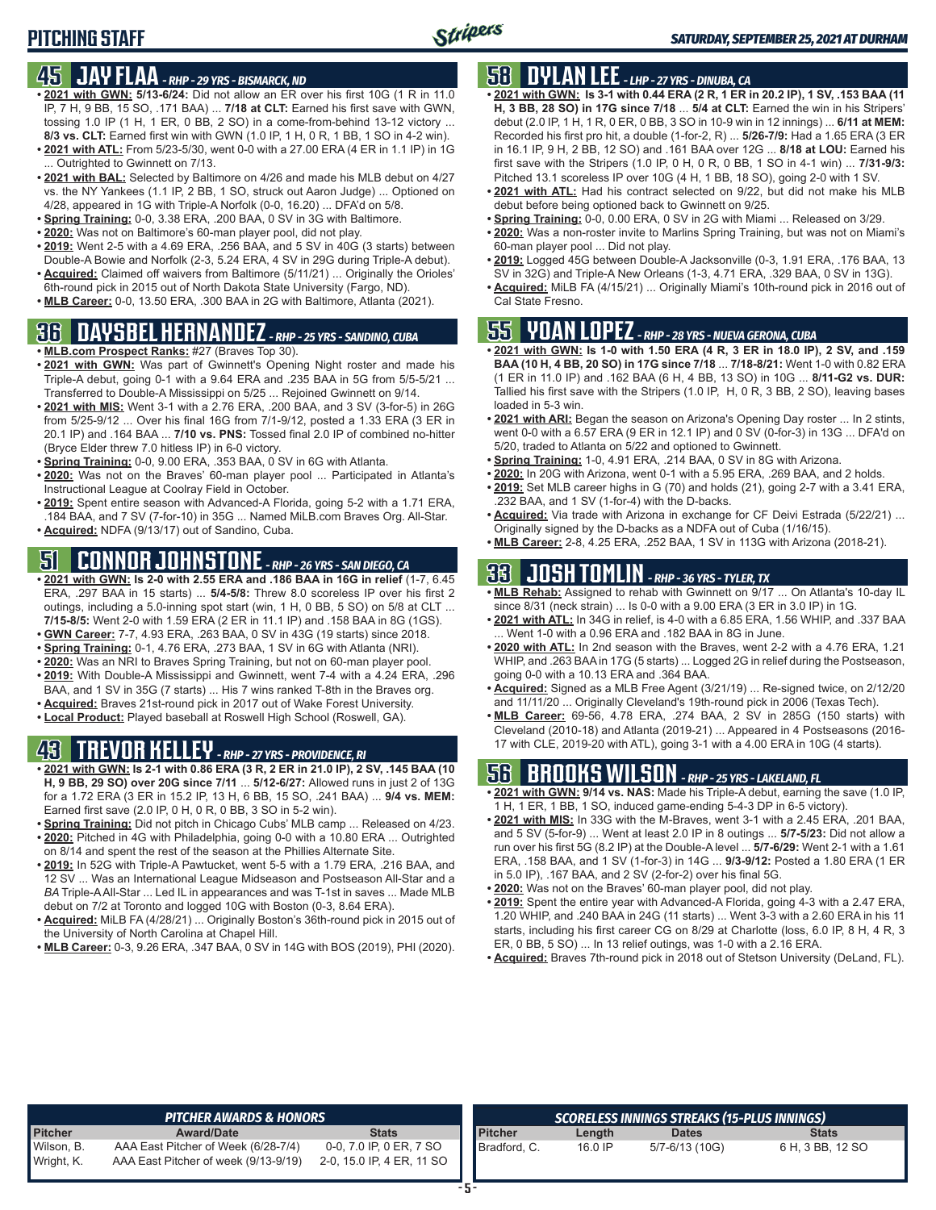# PITCHING STAFF

## 45 JAY FLAA - RHP - 29 YRS - BISMARCK, ND

- **2021 with GWN: 5/13-6/24:** Did not allow an ER over his first 10G (1 R in 11.0 IP, 7 H, 9 BB, 15 SO, .171 BAA) ... **7/18 at CLT:** Earned his first save with GWN, tossing 1.0 IP (1 H, 1 ER, 0 BB, 2 SO) in a come-from-behind 13-12 victory ... **8/3 vs. CLT:** Earned first win with GWN (1.0 IP, 1 H, 0 R, 1 BB, 1 SO in 4-2 win).
- **2021 with ATL:** From 5/23-5/30, went 0-0 with a 27.00 ERA (4 ER in 1.1 IP) in 1G ... Outrighted to Gwinnett on 7/13.
- **2021 with BAL:** Selected by Baltimore on 4/26 and made his MLB debut on 4/27 vs. the NY Yankees (1.1 IP, 2 BB, 1 SO, struck out Aaron Judge) ... Optioned on 4/28, appeared in 1G with Triple-A Norfolk (0-0, 16.20) ... DFA'd on 5/8.
- **Spring Training:** 0-0, 3.38 ERA, .200 BAA, 0 SV in 3G with Baltimore.
- **2020:** Was not on Baltimore's 60-man player pool, did not play.
- **2019:** Went 2-5 with a 4.69 ERA, .256 BAA, and 5 SV in 40G (3 starts) between Double-A Bowie and Norfolk (2-3, 5.24 ERA, 4 SV in 29G during Triple-A debut).
- **Acquired:** Claimed off waivers from Baltimore (5/11/21) ... Originally the Orioles' 6th-round pick in 2015 out of North Dakota State University (Fargo, ND).
- **MLB Career:** 0-0, 13.50 ERA, .300 BAA in 2G with Baltimore, Atlanta (2021).

## 36 DAYSBEL HERNANDEZ - RHP - 25 YRS - SANDINO, CUBA

- **MLB.com Prospect Ranks:** #27 (Braves Top 30).
- **2021 with GWN:** Was part of Gwinnett's Opening Night roster and made his Triple-A debut, going 0-1 with a 9.64 ERA and .235 BAA in 5G from 5/5-5/21 ... Transferred to Double-A Mississippi on 5/25 ... Rejoined Gwinnett on 9/14.
- **2021 with MIS:** Went 3-1 with a 2.76 ERA, .200 BAA, and 3 SV (3-for-5) in 26G from 5/25-9/12 ... Over his final 16G from 7/1-9/12, posted a 1.33 ERA (3 ER in 20.1 IP) and .164 BAA ... **7/10 vs. PNS:** Tossed final 2.0 IP of combined no-hitter (Bryce Elder threw 7.0 hitless IP) in 6-0 victory.
- **Spring Training:** 0-0, 9.00 ERA, .353 BAA, 0 SV in 6G with Atlanta.
- **2020:** Was not on the Braves' 60-man player pool ... Participated in Atlanta's Instructional League at Coolray Field in October.
- **2019:** Spent entire season with Advanced-A Florida, going 5-2 with a 1.71 ERA, .184 BAA, and 7 SV (7-for-10) in 35G ... Named MiLB.com Braves Org. All-Star.
- **Acquired:** NDFA (9/13/17) out of Sandino, Cuba.

## 51 CONNOR JOHNSTONE - RHP - 26 YRS - SAN DIEGO, CA

- **2021 with GWN: Is 2-0 with 2.55 ERA and .186 BAA in 16G in relief** (1-7, 6.45 ERA, .297 BAA in 15 starts) ... **5/4-5/8:** Threw 8.0 scoreless IP over his first 2 outings, including a 5.0-inning spot start (win, 1 H, 0 BB, 5 SO) on 5/8 at CLT ... **7/15-8/5:** Went 2-0 with 1.59 ERA (2 ER in 11.1 IP) and .158 BAA in 8G (1GS).
- **GWN Career:** 7-7, 4.93 ERA, .263 BAA, 0 SV in 43G (19 starts) since 2018.
- **Spring Training:** 0-1, 4.76 ERA, .273 BAA, 1 SV in 6G with Atlanta (NRI).
- **2020:** Was an NRI to Braves Spring Training, but not on 60-man player pool.
- **2019:** With Double-A Mississippi and Gwinnett, went 7-4 with a 4.24 ERA, .296 BAA, and 1 SV in 35G (7 starts) ... His 7 wins ranked T-8th in the Braves org.
- **Acquired:** Braves 21st-round pick in 2017 out of Wake Forest University.
- **Local Product:** Played baseball at Roswell High School (Roswell, GA).

## 43 TREVOR KELLEY - RHP - 27 YRS - PROVIDENCE, RI

- **2021 with GWN: Is 2-1 with 0.86 ERA (3 R, 2 ER in 21.0 IP), 2 SV, .145 BAA (10 H, 9 BB, 29 SO) over 20G since 7/11** ... **5/12-6/27:** Allowed runs in just 2 of 13G for a 1.72 ERA (3 ER in 15.2 IP, 13 H, 6 BB, 15 SO, .241 BAA) ... **9/4 vs. MEM:** Earned first save (2.0 IP, 0 H, 0 R, 0 BB, 3 SO in 5-2 win).
- **Spring Training:** Did not pitch in Chicago Cubs' MLB camp ... Released on 4/23.
- **2020:** Pitched in 4G with Philadelphia, going 0-0 with a 10.80 ERA ... Outrighted on 8/14 and spent the rest of the season at the Phillies Alternate Site.
- **2019:** In 52G with Triple-A Pawtucket, went 5-5 with a 1.79 ERA, .216 BAA, and 12 SV ... Was an International League Midseason and Postseason All-Star and a *BA* Triple-A All-Star ... Led IL in appearances and was T-1st in saves ... Made MLB debut on 7/2 at Toronto and logged 10G with Boston (0-3, 8.64 ERA).
- **Acquired:** MiLB FA (4/28/21) ... Originally Boston's 36th-round pick in 2015 out of the University of North Carolina at Chapel Hill.
- **MLB Career:** 0-3, 9.26 ERA, .347 BAA, 0 SV in 14G with BOS (2019), PHI (2020).

## 58 DYLAN LEE - LHP - 27 YRS - DINUBA, CA

- **2021 with GWN: Is 3-1 with 0.44 ERA (2 R, 1 ER in 20.2 IP), 1 SV, .153 BAA (11 H, 3 BB, 28 SO) in 17G since 7/18** ... **5/4 at CLT:** Earned the win in his Stripers' debut (2.0 IP, 1 H, 1 R, 0 ER, 0 BB, 3 SO in 10-9 win in 12 innings) ... **6/11 at MEM:** Recorded his first pro hit, a double (1-for-2, R) ... **5/26-7/9:** Had a 1.65 ERA (3 ER in 16.1 IP, 9 H, 2 BB, 12 SO) and .161 BAA over 12G ... **8/18 at LOU:** Earned his first save with the Stripers (1.0 IP, 0 H, 0 R, 0 BB, 1 SO in 4-1 win) ... **7/31-9/3:** Pitched 13.1 scoreless IP over 10G (4 H, 1 BB, 18 SO), going 2-0 with 1 SV.
- **2021 with ATL:** Had his contract selected on 9/22, but did not make his MLB debut before being optioned back to Gwinnett on 9/25.
- **Spring Training:** 0-0, 0.00 ERA, 0 SV in 2G with Miami ... Released on 3/29.
- **2020:** Was a non-roster invite to Marlins Spring Training, but was not on Miami's 60-man player pool ... Did not play.
- **2019:** Logged 45G between Double-A Jacksonville (0-3, 1.91 ERA, .176 BAA, 13 SV in 32G) and Triple-A New Orleans (1-3, 4.71 ERA, .329 BAA, 0 SV in 13G).
- **Acquired:** MiLB FA (4/15/21) ... Originally Miami's 10th-round pick in 2016 out of Cal State Fresno.

## 55 YOAN LOPEZ - RHP - 28 YRS - NUEVA GERONA, CUBA

- **2021 with GWN: Is 1-0 with 1.50 ERA (4 R, 3 ER in 18.0 IP), 2 SV, and .159 BAA (10 H, 4 BB, 20 SO) in 17G since 7/18** ... **7/18-8/21:** Went 1-0 with 0.82 ERA (1 ER in 11.0 IP) and .162 BAA (6 H, 4 BB, 13 SO) in 10G ... **8/11-G2 vs. DUR:** Tallied his first save with the Stripers (1.0 IP, H, 0 R, 3 BB, 2 SO), leaving bases loaded in 5-3 win.
- **2021 with ARI:** Began the season on Arizona's Opening Day roster ... In 2 stints, went 0-0 with a 6.57 ERA (9 ER in 12.1 IP) and 0 SV (0-for-3) in 13G ... DFA'd on 5/20, traded to Atlanta on 5/22 and optioned to Gwinnett.
- **Spring Training:** 1-0, 4.91 ERA, .214 BAA, 0 SV in 8G with Arizona.
- **2020:** In 20G with Arizona, went 0-1 with a 5.95 ERA, .269 BAA, and 2 holds.
- **2019:** Set MLB career highs in G (70) and holds (21), going 2-7 with a 3.41 ERA, .232 BAA, and 1 SV (1-for-4) with the D-backs.
- **Acquired:** Via trade with Arizona in exchange for CF Deivi Estrada (5/22/21) ... Originally signed by the D-backs as a NDFA out of Cuba (1/16/15).
- **MLB Career:** 2-8, 4.25 ERA, .252 BAA, 1 SV in 113G with Arizona (2018-21).

## 33 JOSH TOMLIN - RHP - 36 YRS - TYLER, TX

- **MLB Rehab:** Assigned to rehab with Gwinnett on 9/17 ... On Atlanta's 10-day IL since 8/31 (neck strain) ... Is 0-0 with a 9.00 ERA (3 ER in 3.0 IP) in 1G.
- **2021 with ATL:** In 34G in relief, is 4-0 with a 6.85 ERA, 1.56 WHIP, and .337 BAA ... Went 1-0 with a 0.96 ERA and .182 BAA in 8G in June.
- **2020 with ATL:** In 2nd season with the Braves, went 2-2 with a 4.76 ERA, 1.21 WHIP, and .263 BAA in 17G (5 starts) ... Logged 2G in relief during the Postseason, going 0-0 with a 10.13 ERA and .364 BAA.
- **Acquired:** Signed as a MLB Free Agent (3/21/19) ... Re-signed twice, on 2/12/20 and 11/11/20 ... Originally Cleveland's 19th-round pick in 2006 (Texas Tech).
- **MLB Career:** 69-56, 4.78 ERA, .274 BAA, 2 SV in 285G (150 starts) with Cleveland (2010-18) and Atlanta (2019-21) ... Appeared in 4 Postseasons (2016-17 with CLE, 2019-20 with ATL), going 3-1 with a 4.00 ERA in 10G (4 starts).

## 56 BROOKS WILSON - RHP - 25 YRS - LAKELAND, FL

- **2021 with GWN: 9/14 vs. NAS:** Made his Triple-A debut, earning the save (1.0 IP, 1 H, 1 ER, 1 BB, 1 SO, induced game-ending 5-4-3 DP in 6-5 victory).
- **2021 with MIS:** In 33G with the M-Braves, went 3-1 with a 2.45 ERA, .201 BAA, and 5 SV (5-for-9) ... Went at least 2.0 IP in 8 outings ... **5/7-5/23:** Did not allow a run over his first 5G (8.2 IP) at the Double-A level ... **5/7-6/29:** Went 2-1 with a 1.61 ERA, .158 BAA, and 1 SV (1-for-3) in 14G ... **9/3-9/12:** Posted a 1.80 ERA (1 ER in 5.0 IP), .167 BAA, and 2 SV (2-for-2) over his final 5G.
- **2020:** Was not on the Braves' 60-man player pool, did not play.
- **2019:** Spent the entire year with Advanced-A Florida, going 4-3 with a 2.47 ERA, 1.20 WHIP, and .240 BAA in 24G (11 starts) ... Went 3-3 with a 2.60 ERA in his 11 starts, including his first career CG on 8/29 at Charlotte (loss, 6.0 IP, 8 H, 4 R, 3 ER, 0 BB, 5 SO) ... In 13 relief outings, was 1-0 with a 2.16 ERA.
- **Acquired:** Braves 7th-round pick in 2018 out of Stetson University (DeLand, FL).

### PITCHER AWARDS & HONORS

| Pitcher | Award/Date | Stats |
|---|---|---|
| Wilson, B. | AAA East Pitcher of Week (6/28-7/4) | 0-0, 7.0 IP, 0 ER, 7 SO |
| Wright, K. | AAA East Pitcher of week (9/13-9/19) | 2-0, 15.0 IP, 4 ER, 11 SO |

### SCORELESS INNINGS STREAKS (15-PLUS INNINGS)

| Pitcher | Length | Dates | Stats |
|---|---|---|---|
| Bradford, C. | 16.0 IP | 5/7-6/13 (10G) | 6 H, 3 BB, 12 SO |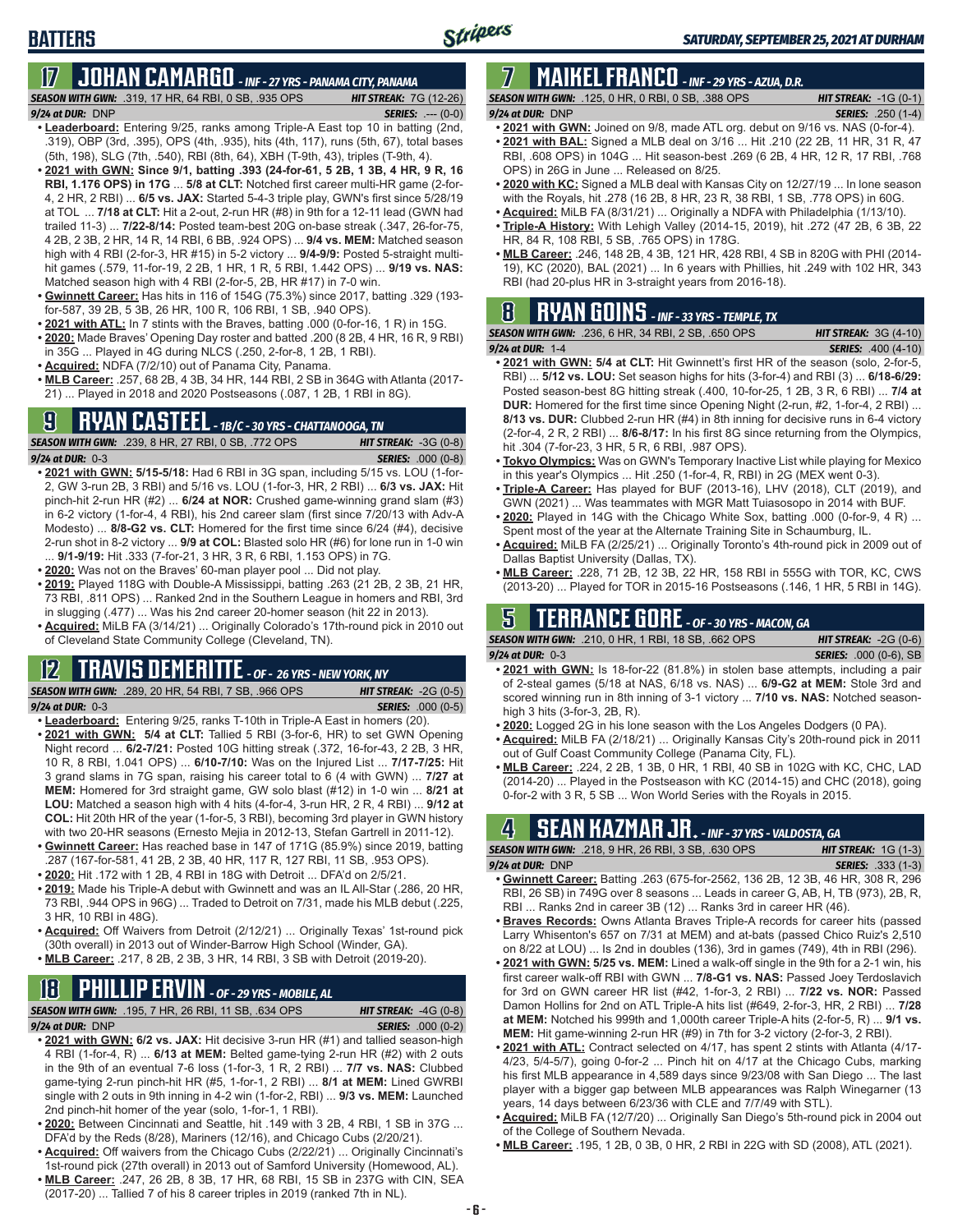## BATTERS

## 17 JOHAN CAMARGO - INF - 27 YRS - PANAMA CITY, PANAMA

**SEASON WITH GWN:** .319, 17 HR, 64 RBI, 0 SB, .935 OPS — **HIT STREAK:** 7G (12-26)
**9/24 at DUR:** DNP — **SERIES:** .--- (0-0)

- **Leaderboard:** Entering 9/25, ranks among Triple-A East top 10 in batting (2nd, .319), OBP (3rd, .395), OPS (4th, .935), hits (4th, 117), runs (5th, 67), total bases (5th, 198), SLG (7th, .540), RBI (8th, 64), XBH (T-9th, 43), triples (T-9th, 4).
- **2021 with GWN: Since 9/1, batting .393 (24-for-61, 5 2B, 1 3B, 4 HR, 9 R, 16 RBI, 1.176 OPS) in 17G** ... **5/8 at CLT:** Notched first career multi-HR game (2-for-4, 2 HR, 2 RBI) ... **6/5 vs. JAX:** Started 5-4-3 triple play, GWN's first since 5/28/19 at TOL ... **7/18 at CLT:** Hit a 2-out, 2-run HR (#8) in 9th for a 12-11 lead (GWN had trailed 11-3) ... **7/22-8/14:** Posted team-best 20G on-base streak (.347, 26-for-75, 4 2B, 2 3B, 2 HR, 14 R, 14 RBI, 6 BB, .924 OPS) ... **9/4 vs. MEM:** Matched season high with 4 RBI (2-for-3, HR #15) in 5-2 victory ... **9/4-9/9:** Posted 5-straight multi-hit games (.579, 11-for-19, 2 2B, 1 HR, 1 R, 5 RBI, 1.442 OPS) ... **9/19 vs. NAS:** Matched season high with 4 RBI (2-for-5, 2B, HR #17) in 7-0 win.
- **Gwinnett Career:** Has hits in 116 of 154G (75.3%) since 2017, batting .329 (193-for-587, 39 2B, 5 3B, 26 HR, 100 R, 106 RBI, 1 SB, .940 OPS).
- **2021 with ATL:** In 7 stints with the Braves, batting .000 (0-for-16, 1 R) in 15G.
- **2020:** Made Braves' Opening Day roster and batted .200 (8 2B, 4 HR, 16 R, 9 RBI) in 35G ... Played in 4G during NLCS (.250, 2-for-8, 1 2B, 1 RBI).
- **Acquired:** NDFA (7/2/10) out of Panama City, Panama.
- **MLB Career:** .257, 68 2B, 4 3B, 34 HR, 144 RBI, 2 SB in 364G with Atlanta (2017-21) ... Played in 2018 and 2020 Postseasons (.087, 1 2B, 1 RBI in 8G).

## 9 RYAN CASTEEL - 1B/C - 30 YRS - CHATTANOOGA, TN

**SEASON WITH GWN:** .239, 8 HR, 27 RBI, 0 SB, .772 OPS — **HIT STREAK:** -3G (0-8)
**9/24 at DUR:** 0-3 — **SERIES:** .000 (0-8)

- **2021 with GWN: 5/15-5/18:** Had 6 RBI in 3G span, including 5/15 vs. LOU (1-for-2, GW 3-run 2B, 3 RBI) and 5/16 vs. LOU (1-for-3, HR, 2 RBI) ... **6/3 vs. JAX:** Hit pinch-hit 2-run HR (#2) ... **6/24 at NOR:** Crushed game-winning grand slam (#3) in 6-2 victory (1-for-4, 4 RBI), his 2nd career slam (first since 7/20/13 with Adv-A Modesto) ... **8/8-G2 vs. CLT:** Homered for the first time since 6/24 (#4), decisive 2-run shot in 8-2 victory ... **9/9 at COL:** Blasted solo HR (#6) for lone run in 1-0 win ... **9/1-9/19:** Hit .333 (7-for-21, 3 HR, 3 R, 6 RBI, 1.153 OPS) in 7G.
- **2020:** Was not on the Braves' 60-man player pool ... Did not play.
- **2019:** Played 118G with Double-A Mississippi, batting .263 (21 2B, 2 3B, 21 HR, 73 RBI, .811 OPS) ... Ranked 2nd in the Southern League in homers and RBI, 3rd in slugging (.477) ... Was his 2nd career 20-homer season (hit 22 in 2013).
- **Acquired:** MiLB FA (3/14/21) ... Originally Colorado's 17th-round pick in 2010 out of Cleveland State Community College (Cleveland, TN).

## 12 TRAVIS DEMERITTE - OF - 26 YRS - NEW YORK, NY

**SEASON WITH GWN:** .289, 20 HR, 54 RBI, 7 SB, .966 OPS — **HIT STREAK:** -2G (0-5)
**9/24 at DUR:** 0-3 — **SERIES:** .000 (0-5)

- **Leaderboard:** Entering 9/25, ranks T-10th in Triple-A East in homers (20).
- **2021 with GWN: 5/4 at CLT:** Tallied 5 RBI (3-for-6, HR) to set GWN Opening Night record ... **6/2-7/21:** Posted 10G hitting streak (.372, 16-for-43, 2 2B, 3 HR, 10 R, 8 RBI, 1.041 OPS) ... **6/10-7/10:** Was on the Injured List ... **7/17-7/25:** Hit 3 grand slams in 7G span, raising his career total to 6 (4 with GWN) ... **7/27 at MEM:** Homered for 3rd straight game, GW solo blast (#12) in 1-0 win ... **8/21 at LOU:** Matched a season high with 4 hits (4-for-4, 3-run HR, 2 R, 4 RBI) ... **9/12 at COL:** Hit 20th HR of the year (1-for-5, 3 RBI), becoming 3rd player in GWN history with two 20-HR seasons (Ernesto Mejia in 2012-13, Stefan Gartrell in 2011-12).
- **Gwinnett Career:** Has reached base in 147 of 171G (85.9%) since 2019, batting .287 (167-for-581, 41 2B, 2 3B, 40 HR, 117 R, 127 RBI, 11 SB, .953 OPS).
- **2020:** Hit .172 with 1 2B, 4 RBI in 18G with Detroit ... DFA'd on 2/5/21.
- **2019:** Made his Triple-A debut with Gwinnett and was an IL All-Star (.286, 20 HR, 73 RBI, .944 OPS in 96G) ... Traded to Detroit on 7/31, made his MLB debut (.225, 3 HR, 10 RBI in 48G).
- **Acquired:** Off Waivers from Detroit (2/12/21) ... Originally Texas' 1st-round pick (30th overall) in 2013 out of Winder-Barrow High School (Winder, GA).
- **MLB Career:** .217, 8 2B, 2 3B, 3 HR, 14 RBI, 3 SB with Detroit (2019-20).

## 18 PHILLIP ERVIN - OF - 29 YRS - MOBILE, AL

**SEASON WITH GWN:** .195, 7 HR, 26 RBI, 11 SB, .634 OPS — **HIT STREAK:** -4G (0-8)
**9/24 at DUR:** DNP — **SERIES:** .000 (0-2)

- **2021 with GWN: 6/2 vs. JAX:** Hit decisive 3-run HR (#1) and tallied season-high 4 RBI (1-for-4, R) ... **6/13 at MEM:** Belted game-tying 2-run HR (#2) with 2 outs in the 9th for an eventual 7-6 loss (1-for-3, 1 R, 2 RBI) ... **7/7 vs. NAS:** Clubbed game-tying 2-run pinch-hit HR (#5, 1-for-1, 2 RBI) ... **8/1 at MEM:** Lined GWRBI single with 2 outs in 9th inning in 4-2 win (1-for-2, RBI) ... **9/3 vs. MEM:** Launched 2nd pinch-hit homer of the year (solo, 1-for-1, 1 RBI).
- **2020:** Between Cincinnati and Seattle, hit .149 with 3 2B, 4 RBI, 1 SB in 37G ... DFA'd by the Reds (8/28), Mariners (12/16), and Chicago Cubs (2/20/21).
- **Acquired:** Off waivers from the Chicago Cubs (2/22/21) ... Originally Cincinnati's 1st-round pick (27th overall) in 2013 out of Samford University (Homewood, AL).
- **MLB Career:** .247, 26 2B, 8 3B, 17 HR, 68 RBI, 15 SB in 237G with CIN, SEA (2017-20) ... Tallied 7 of his 8 career triples in 2019 (ranked 7th in NL).

## 7 MAIKEL FRANCO - INF - 29 YRS - AZUA, D.R.

**SEASON WITH GWN:** .125, 0 HR, 0 RBI, 0 SB, .388 OPS — **HIT STREAK:** -1G (0-1)
**9/24 at DUR:** DNP — **SERIES:** .250 (1-4)

- **2021 with GWN:** Joined on 9/8, made ATL org. debut on 9/16 vs. NAS (0-for-4).
- **2021 with BAL:** Signed a MLB deal on 3/16 ... Hit .210 (22 2B, 11 HR, 31 R, 47 RBI, .608 OPS) in 104G ... Hit season-best .269 (6 2B, 4 HR, 12 R, 17 RBI, .768 OPS) in 26G in June ... Released on 8/25.
- **2020 with KC:** Signed a MLB deal with Kansas City on 12/27/19 ... In lone season with the Royals, hit .278 (16 2B, 8 HR, 23 R, 38 RBI, 1 SB, .778 OPS) in 60G.
- **Acquired:** MiLB FA (8/31/21) ... Originally a NDFA with Philadelphia (1/13/10).
- **Triple-A History:** With Lehigh Valley (2014-15, 2019), hit .272 (47 2B, 6 3B, 22 HR, 84 R, 108 RBI, 5 SB, .765 OPS) in 178G.
- **MLB Career:** .246, 148 2B, 4 3B, 121 HR, 428 RBI, 4 SB in 820G with PHI (2014-19), KC (2020), BAL (2021) ... In 6 years with Phillies, hit .249 with 102 HR, 343 RBI (had 20-plus HR in 3-straight years from 2016-18).

## 8 RYAN GOINS - INF - 33 YRS - TEMPLE, TX

**SEASON WITH GWN:** .236, 6 HR, 34 RBI, 2 SB, .650 OPS — **HIT STREAK:** 3G (4-10)
**9/24 at DUR:** 1-4 — **SERIES:** .400 (4-10)

- **2021 with GWN: 5/4 at CLT:** Hit Gwinnett's first HR of the season (solo, 2-for-5, RBI) ... **5/12 vs. LOU:** Set season highs for hits (3-for-4) and RBI (3) ... **6/18-6/29:** Posted season-best 8G hitting streak (.400, 10-for-25, 1 2B, 3 R, 6 RBI) ... **7/4 at DUR:** Homered for the first time since Opening Night (2-run, #2, 1-for-4, 2 RBI) ... **8/13 vs. DUR:** Clubbed 2-run HR (#4) in 8th inning for decisive runs in 6-4 victory (2-for-4, 2 R, 2 RBI) ... **8/6-8/17:** In his first 8G since returning from the Olympics, hit .304 (7-for-23, 3 HR, 5 R, 6 RBI, .987 OPS).
- **Tokyo Olympics:** Was on GWN's Temporary Inactive List while playing for Mexico in this year's Olympics ... Hit .250 (1-for-4, R, RBI) in 2G (MEX went 0-3).
- **Triple-A Career:** Has played for BUF (2013-16), LHV (2018), CLT (2019), and GWN (2021) ... Was teammates with MGR Matt Tuiasosopo in 2014 with BUF.
- **2020:** Played in 14G with the Chicago White Sox, batting .000 (0-for-9, 4 R) ... Spent most of the year at the Alternate Training Site in Schaumburg, IL.
- **Acquired:** MiLB FA (2/25/21) ... Originally Toronto's 4th-round pick in 2009 out of Dallas Baptist University (Dallas, TX).
- **MLB Career:** .228, 71 2B, 12 3B, 22 HR, 158 RBI in 555G with TOR, KC, CWS (2013-20) ... Played for TOR in 2015-16 Postseasons (.146, 1 HR, 5 RBI in 14G).

## 5 TERRANCE GORE - OF - 30 YRS - MACON, GA

**SEASON WITH GWN:** .210, 0 HR, 1 RBI, 18 SB, .662 OPS — **HIT STREAK:** -2G (0-6)
**9/24 at DUR:** 0-3 — **SERIES:** .000 (0-6), SB

- **2021 with GWN:** Is 18-for-22 (81.8%) in stolen base attempts, including a pair of 2-steal games (5/18 at NAS, 6/18 vs. NAS) ... **6/9-G2 at MEM:** Stole 3rd and scored winning run in 8th inning of 3-1 victory ... **7/10 vs. NAS:** Notched season-high 3 hits (3-for-3, 2B, R).
- **2020:** Logged 2G in his lone season with the Los Angeles Dodgers (0 PA).
- **Acquired:** MiLB FA (2/18/21) ... Originally Kansas City's 20th-round pick in 2011 out of Gulf Coast Community College (Panama City, FL).
- **MLB Career:** .224, 2 2B, 1 3B, 0 HR, 1 RBI, 40 SB in 102G with KC, CHC, LAD (2014-20) ... Played in the Postseason with KC (2014-15) and CHC (2018), going 0-for-2 with 3 R, 5 SB ... Won World Series with the Royals in 2015.

## 4 SEAN KAZMAR JR. - INF - 37 YRS - VALDOSTA, GA

**SEASON WITH GWN:** .218, 9 HR, 26 RBI, 3 SB, .630 OPS — **HIT STREAK:** 1G (1-3)
**9/24 at DUR:** DNP — **SERIES:** .333 (1-3)

- **Gwinnett Career:** Batting .263 (675-for-2562, 136 2B, 12 3B, 46 HR, 308 R, 296 RBI, 26 SB) in 749G over 8 seasons ... Leads in career G, AB, H, TB (973), 2B, R, RBI ... Ranks 2nd in career 3B (12) ... Ranks 3rd in career HR (46).
- **Braves Records:** Owns Atlanta Braves Triple-A records for career hits (passed Larry Whisenton's 657 on 7/31 at MEM) and at-bats (passed Chico Ruiz's 2,510 on 8/22 at LOU) ... Is 2nd in doubles (136), 3rd in games (749), 4th in RBI (296).
- **2021 with GWN: 5/25 vs. MEM:** Lined a walk-off single in the 9th for a 2-1 win, his first career walk-off RBI with GWN ... **7/8-G1 vs. NAS:** Passed Joey Terdoslavich for 3rd on GWN career HR list (#42, 1-for-3, 2 RBI) ... **7/22 vs. NOR:** Passed Damon Hollins for 2nd on ATL Triple-A hits list (#649, 2-for-3, HR, 2 RBI) ... **7/28 at MEM:** Notched his 999th and 1,000th career Triple-A hits (2-for-5, R) ... **9/1 vs. MEM:** Hit game-winning 2-run HR (#9) in 7th for 3-2 victory (2-for-3, 2 RBI).
- **2021 with ATL:** Contract selected on 4/17, has spent 2 stints with Atlanta (4/17-4/23, 5/4-5/7), going 0-for-2 ... Pinch hit on 4/17 at the Chicago Cubs, marking his first MLB appearance in 4,589 days since 9/23/08 with San Diego ... The last player with a bigger gap between MLB appearances was Ralph Winegarner (13 years, 14 days between 6/23/36 with CLE and 7/7/49 with STL).
- **Acquired:** MiLB FA (12/7/20) ... Originally San Diego's 5th-round pick in 2004 out of the College of Southern Nevada.
- **MLB Career:** .195, 1 2B, 0 3B, 0 HR, 2 RBI in 22G with SD (2008), ATL (2021).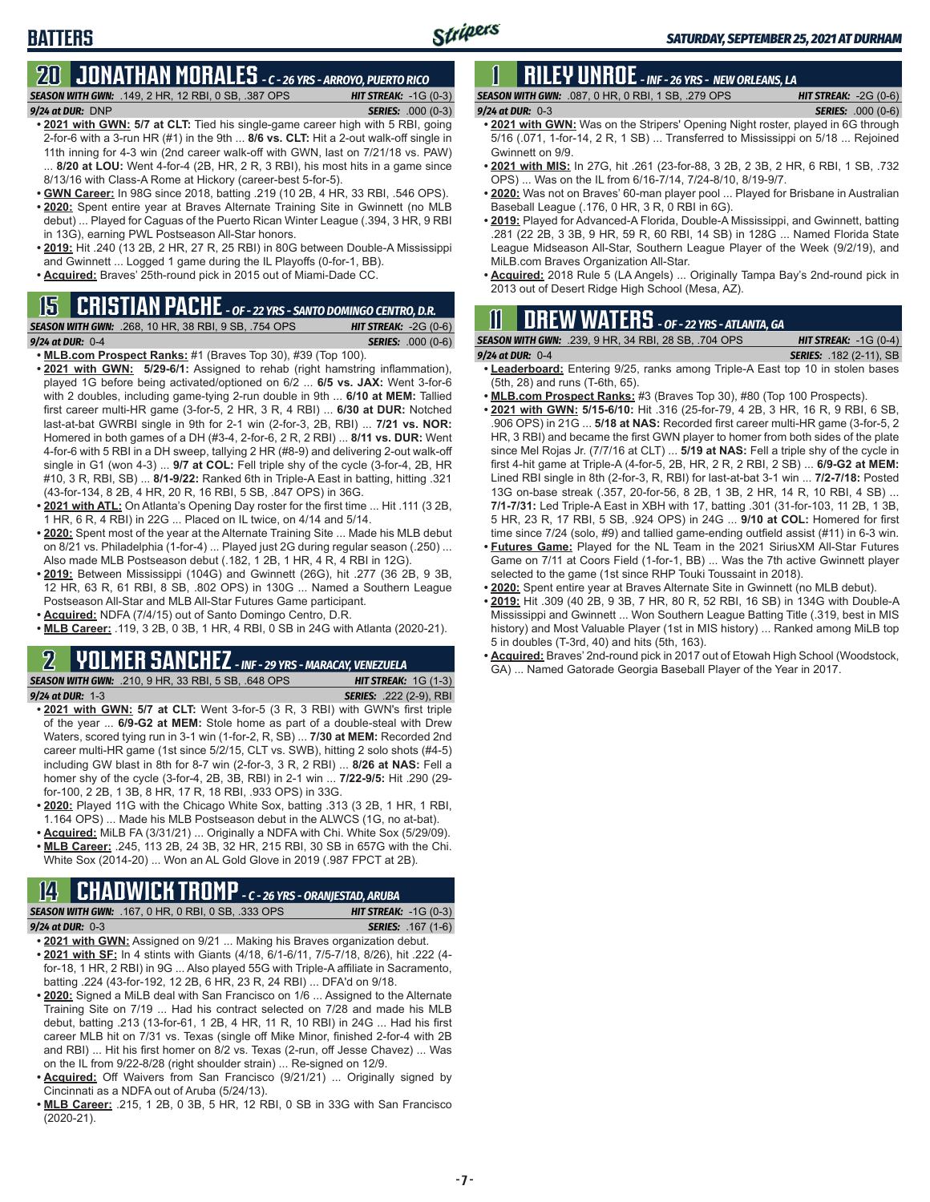# BATTERS

*SATURDAY, SEPTEMBER 25, 2021 AT DURHAM*

## 20 JONATHAN MORALES - C - 26 YRS - ARROYO, PUERTO RICO

***SEASON WITH GWN:*** .149, 2 HR, 12 RBI, 0 SB, .387 OPS ***HIT STREAK:*** -1G (0-3)
***9/24 at DUR:*** DNP ***SERIES:*** .000 (0-3)

- **2021 with GWN:** 5/7 at CLT: Tied his single-game career high with 5 RBI, going 2-for-6 with a 3-run HR (#1) in the 9th ... **8/6 vs. CLT:** Hit a 2-out walk-off single in 11th inning for 4-3 win (2nd career walk-off with GWN, last on 7/21/18 vs. PAW) ... **8/20 at LOU:** Went 4-for-4 (2B, HR, 2 R, 3 RBI), his most hits in a game since 8/13/16 with Class-A Rome at Hickory (career-best 5-for-5).
- **GWN Career:** In 98G since 2018, batting .219 (10 2B, 4 HR, 33 RBI, .546 OPS).
- **2020:** Spent entire year at Braves Alternate Training Site in Gwinnett (no MLB debut) ... Played for Caguas of the Puerto Rican Winter League (.394, 3 HR, 9 RBI in 13G), earning PWL Postseason All-Star honors.
- **2019:** Hit .240 (13 2B, 2 HR, 27 R, 25 RBI) in 80G between Double-A Mississippi and Gwinnett ... Logged 1 game during the IL Playoffs (0-for-1, BB).
- **Acquired:** Braves' 25th-round pick in 2015 out of Miami-Dade CC.

## 15 CRISTIAN PACHE - OF - 22 YRS - SANTO DOMINGO CENTRO, D.R.

***SEASON WITH GWN:*** .268, 10 HR, 38 RBI, 9 SB, .754 OPS ***HIT STREAK:*** -2G (0-6)
***9/24 at DUR:*** 0-4 ***SERIES:*** .000 (0-6)

- **MLB.com Prospect Ranks:** #1 (Braves Top 30), #39 (Top 100).
- **2021 with GWN:** 5/29-6/1: Assigned to rehab (right hamstring inflammation), played 1G before being activated/optioned on 6/2 ... **6/5 vs. JAX:** Went 3-for-6 with 2 doubles, including game-tying 2-run double in 9th ... **6/10 at MEM:** Tallied first career multi-HR game (3-for-5, 2 HR, 3 R, 4 RBI) ... **6/30 at DUR:** Notched last-at-bat GWRBI single in 9th for 2-1 win (2-for-3, 2B, RBI) ... **7/21 vs. NOR:** Homered in both games of a DH (#3-4, 2-for-6, 2 R, 2 RBI) ... **8/11 vs. DUR:** Went 4-for-6 with 5 RBI in a DH sweep, tallying 2 HR (#8-9) and delivering 2-out walk-off single in G1 (won 4-3) ... **9/7 at COL:** Fell triple shy of the cycle (3-for-4, 2B, HR #10, 3 R, RBI, SB) ... **8/1-9/22:** Ranked 6th in Triple-A East in batting, hitting .321 (43-for-134, 8 2B, 4 HR, 20 R, 16 RBI, 5 SB, .847 OPS) in 36G.
- **2021 with ATL:** On Atlanta's Opening Day roster for the first time ... Hit .111 (3 2B, 1 HR, 6 R, 4 RBI) in 22G ... Placed on IL twice, on 4/14 and 5/14.
- **2020:** Spent most of the year at the Alternate Training Site ... Made his MLB debut on 8/21 vs. Philadelphia (1-for-4) ... Played just 2G during regular season (.250) ... Also made MLB Postseason debut (.182, 1 2B, 1 HR, 4 R, 4 RBI in 12G).
- **2019:** Between Mississippi (104G) and Gwinnett (26G), hit .277 (36 2B, 9 3B, 12 HR, 63 R, 61 RBI, 8 SB, .802 OPS) in 130G ... Named a Southern League Postseason All-Star and MLB All-Star Futures Game participant.
- **Acquired:** NDFA (7/4/15) out of Santo Domingo Centro, D.R.
- **MLB Career:** .119, 3 2B, 0 3B, 1 HR, 4 RBI, 0 SB in 24G with Atlanta (2020-21).

## 2 YOLMER SANCHEZ - INF - 29 YRS - MARACAY, VENEZUELA

***SEASON WITH GWN:*** .210, 9 HR, 33 RBI, 5 SB, .648 OPS ***HIT STREAK:*** 1G (1-3)
***9/24 at DUR:*** 1-3 ***SERIES:*** .222 (2-9), RBI

- **2021 with GWN:** 5/7 at CLT: Went 3-for-5 (3 R, 3 RBI) with GWN's first triple of the year ... **6/9-G2 at MEM:** Stole home as part of a double-steal with Drew Waters, scored tying run in 3-1 win (1-for-2, R, SB) ... **7/30 at MEM:** Recorded 2nd career multi-HR game (1st since 5/2/15, CLT vs. SWB), hitting 2 solo shots (#4-5) including GW blast in 8th for 8-7 win (2-for-3, 3 R, 2 RBI) ... **8/26 at NAS:** Fell a homer shy of the cycle (3-for-4, 2B, 3B, RBI) in 2-1 win ... **7/22-9/5:** Hit .290 (29-for-100, 2 2B, 1 3B, 8 HR, 17 R, 18 RBI, .933 OPS) in 33G.
- **2020:** Played 11G with the Chicago White Sox, batting .313 (3 2B, 1 HR, 1 RBI, 1.164 OPS) ... Made his MLB Postseason debut in the ALWCS (1G, no at-bat).
- **Acquired:** MiLB FA (3/31/21) ... Originally a NDFA with Chi. White Sox (5/29/09).
- **MLB Career:** .245, 113 2B, 24 3B, 32 HR, 215 RBI, 30 SB in 657G with the Chi. White Sox (2014-20) ... Won an AL Gold Glove in 2019 (.987 FPCT at 2B).

## 14 CHADWICK TROMP - C - 26 YRS - ORANJESTAD, ARUBA

***SEASON WITH GWN:*** .167, 0 HR, 0 RBI, 0 SB, .333 OPS ***HIT STREAK:*** -1G (0-3)
***9/24 at DUR:*** 0-3 ***SERIES:*** .167 (1-6)

- **2021 with GWN:** Assigned on 9/21 ... Making his Braves organization debut.
- **2021 with SF:** In 4 stints with Giants (4/18, 6/1-6/11, 7/5-7/18, 8/26), hit .222 (4-for-18, 1 HR, 2 RBI) in 9G ... Also played 55G with Triple-A affiliate in Sacramento, batting .224 (43-for-192, 12 2B, 6 HR, 23 R, 24 RBI) ... DFA'd on 9/18.
- **2020:** Signed a MiLB deal with San Francisco on 1/6 ... Assigned to the Alternate Training Site on 7/19 ... Had his contract selected on 7/28 and made his MLB debut, batting .213 (13-for-61, 1 2B, 4 HR, 11 R, 10 RBI) in 24G ... Had his first career MLB hit on 7/31 vs. Texas (single off Mike Minor, finished 2-for-4 with 2B and RBI) ... Hit his first homer on 8/2 vs. Texas (2-run, off Jesse Chavez) ... Was on the IL from 9/22-8/28 (right shoulder strain) ... Re-signed on 12/9.
- **Acquired:** Off Waivers from San Francisco (9/21/21) ... Originally signed by Cincinnati as a NDFA out of Aruba (5/24/13).
- **MLB Career:** .215, 1 2B, 0 3B, 5 HR, 12 RBI, 0 SB in 33G with San Francisco (2020-21).

## 1 RILEY UNROE - INF - 26 YRS - NEW ORLEANS, LA

***SEASON WITH GWN:*** .087, 0 HR, 0 RBI, 1 SB, .279 OPS ***HIT STREAK:*** -2G (0-6)
***9/24 at DUR:*** 0-3 ***SERIES:*** .000 (0-6)

- **2021 with GWN:** Was on the Stripers' Opening Night roster, played in 6G through 5/16 (.071, 1-for-14, 2 R, 1 SB) ... Transferred to Mississippi on 5/18 ... Rejoined Gwinnett on 9/9.
- **2021 with MIS:** In 27G, hit .261 (23-for-88, 3 2B, 2 3B, 2 HR, 6 RBI, 1 SB, .732 OPS) ... Was on the IL from 6/16-7/14, 7/24-8/10, 8/19-9/7.
- **2020:** Was not on Braves' 60-man player pool ... Played for Brisbane in Australian Baseball League (.176, 0 HR, 3 R, 0 RBI in 6G).
- **2019:** Played for Advanced-A Florida, Double-A Mississippi, and Gwinnett, batting .281 (22 2B, 3 3B, 9 HR, 59 R, 60 RBI, 14 SB) in 128G ... Named Florida State League Midseason All-Star, Southern League Player of the Week (9/2/19), and MiLB.com Braves Organization All-Star.
- **Acquired:** 2018 Rule 5 (LA Angels) ... Originally Tampa Bay's 2nd-round pick in 2013 out of Desert Ridge High School (Mesa, AZ).

## 11 DREW WATERS - OF - 22 YRS - ATLANTA, GA

***SEASON WITH GWN:*** .239, 9 HR, 34 RBI, 28 SB, .704 OPS ***HIT STREAK:*** -1G (0-4)
***9/24 at DUR:*** 0-4 ***SERIES:*** .182 (2-11), SB

- **Leaderboard:** Entering 9/25, ranks among Triple-A East top 10 in stolen bases (5th, 28) and runs (T-6th, 65).
- **MLB.com Prospect Ranks:** #3 (Braves Top 30), #80 (Top 100 Prospects).
- **2021 with GWN:** 5/15-6/10: Hit .316 (25-for-79, 4 2B, 3 HR, 16 R, 9 RBI, 6 SB, .906 OPS) in 21G ... **5/18 at NAS:** Recorded first career multi-HR game (3-for-5, 2 HR, 3 RBI) and became the first GWN player to homer from both sides of the plate since Mel Rojas Jr. (7/7/16 at CLT) ... **5/19 at NAS:** Fell a triple shy of the cycle in first 4-hit game at Triple-A (4-for-5, 2B, HR, 2 R, 2 RBI, 2 SB) ... **6/9-G2 at MEM:** Lined RBI single in 8th (2-for-3, R, RBI) for last-at-bat 3-1 win ... **7/2-7/18:** Posted 13G on-base streak (.357, 20-for-56, 8 2B, 1 3B, 2 HR, 14 R, 10 RBI, 4 SB) ... **7/1-7/31:** Led Triple-A East in XBH with 17, batting .301 (31-for-103, 11 2B, 1 3B, 5 HR, 23 R, 17 RBI, 5 SB, .924 OPS) in 24G ... **9/10 at COL:** Homered for first time since 7/24 (solo, #9) and tallied game-ending outfield assist (#11) in 6-3 win.
- **Futures Game:** Played for the NL Team in the 2021 SiriusXM All-Star Futures Game on 7/11 at Coors Field (1-for-1, BB) ... Was the 7th active Gwinnett player selected to the game (1st since RHP Touki Toussaint in 2018).
- **2020:** Spent entire year at Braves Alternate Site in Gwinnett (no MLB debut).
- **2019:** Hit .309 (40 2B, 9 3B, 7 HR, 80 R, 52 RBI, 16 SB) in 134G with Double-A Mississippi and Gwinnett ... Won Southern League Batting Title (.319, best in MIS history) and Most Valuable Player (1st in MIS history) ... Ranked among MiLB top 5 in doubles (T-3rd, 40) and hits (5th, 163).
- **Acquired:** Braves' 2nd-round pick in 2017 out of Etowah High School (Woodstock, GA) ... Named Gatorade Georgia Baseball Player of the Year in 2017.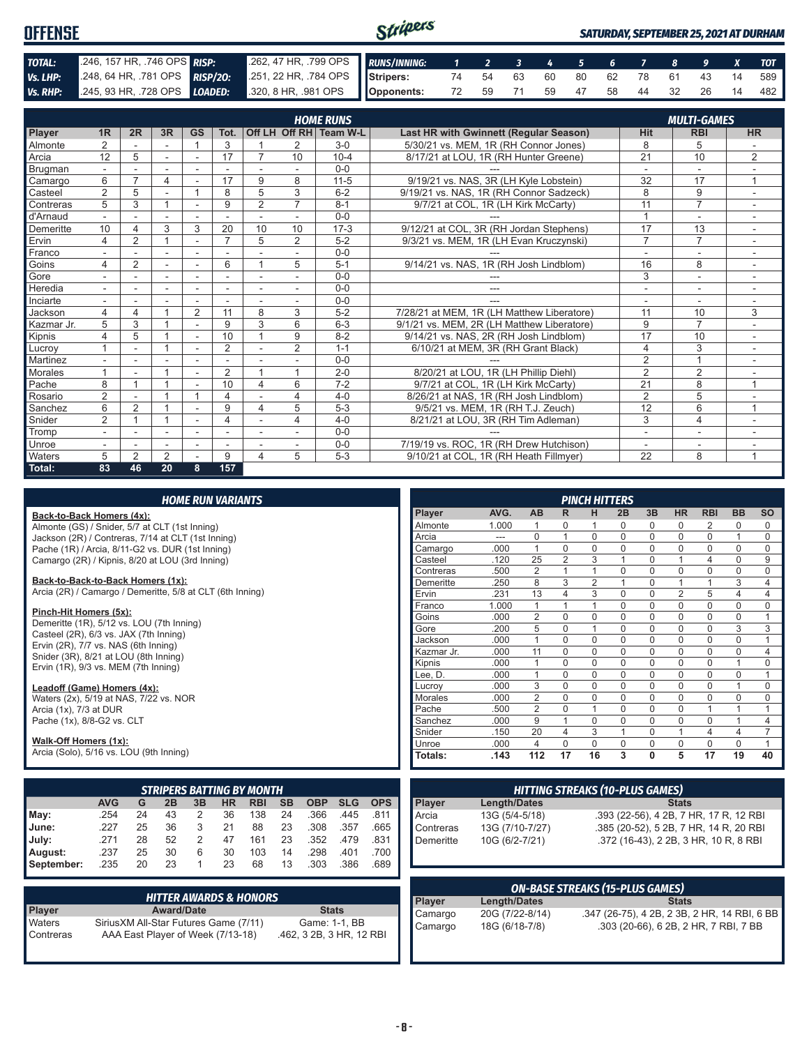# OFFENSE

*SATURDAY, SEPTEMBER 25, 2021 AT DURHAM*

| | | | |
|---|---|---|---|
| **TOTAL:** | .246, 157 HR, .746 OPS | **RISP:** | .262, 47 HR, .799 OPS |
| **Vs. LHP:** | .248, 64 HR, .781 OPS | **RISP/2O:** | .251, 22 HR, .784 OPS |
| **Vs. RHP:** | .245, 93 HR, .728 OPS | **LOADED:** | .320, 8 HR, .981 OPS |

| RUNS/INNING: | 1 | 2 | 3 | 4 | 5 | 6 | 7 | 8 | 9 | X | TOT |
|---|---|---|---|---|---|---|---|---|---|---|---|
| Stripers: | 74 | 54 | 63 | 60 | 80 | 62 | 78 | 61 | 43 | 14 | 589 |
| Opponents: | 72 | 59 | 71 | 59 | 47 | 58 | 44 | 32 | 26 | 14 | 482 |

## HOME RUNS / MULTI-GAMES

| Player | 1R | 2R | 3R | GS | Tot. | Off LH | Off RH | Team W-L | Last HR with Gwinnett (Regular Season) | Hit | RBI | HR |
|---|---|---|---|---|---|---|---|---|---|---|---|---|
| Almonte | 2 | - | - | 1 | 3 | 1 | 2 | 3-0 | 5/30/21 vs. MEM, 1R (RH Connor Jones) | 8 | 5 | - |
| Arcia | 12 | 5 | - | - | 17 | 7 | 10 | 10-4 | 8/17/21 at LOU, 1R (RH Hunter Greene) | 21 | 10 | 2 |
| Brugman | - | - | - | - | - | - | - | 0-0 | --- | - | - | - |
| Camargo | 6 | 7 | 4 | - | 17 | 9 | 8 | 11-5 | 9/19/21 vs. NAS, 3R (LH Kyle Lobstein) | 32 | 17 | 1 |
| Casteel | 2 | 5 | - | 1 | 8 | 5 | 3 | 6-2 | 9/19/21 vs. NAS, 1R (RH Connor Sadzeck) | 8 | 9 | - |
| Contreras | 5 | 3 | 1 | - | 9 | 2 | 7 | 8-1 | 9/7/21 at COL, 1R (LH Kirk McCarty) | 11 | 7 | - |
| d'Arnaud | - | - | - | - | - | - | - | 0-0 | --- | 1 | - | - |
| Demeritte | 10 | 4 | 3 | 3 | 20 | 10 | 10 | 17-3 | 9/12/21 at COL, 3R (RH Jordan Stephens) | 17 | 13 | - |
| Ervin | 4 | 2 | 1 | - | 7 | 5 | 2 | 5-2 | 9/3/21 vs. MEM, 1R (LH Evan Kruczynski) | 7 | 7 | - |
| Franco | - | - | - | - | - | - | - | 0-0 | --- | - | - | - |
| Goins | 4 | 2 | - | - | 6 | 1 | 5 | 5-1 | 9/14/21 vs. NAS, 1R (RH Josh Lindblom) | 16 | 8 | - |
| Gore | - | - | - | - | - | - | - | 0-0 | --- | 3 | - | - |
| Heredia | - | - | - | - | - | - | - | 0-0 | --- | - | - | - |
| Inciarte | - | - | - | - | - | - | - | 0-0 | --- | - | - | - |
| Jackson | 4 | 4 | 1 | 2 | 11 | 8 | 3 | 5-2 | 7/28/21 at MEM, 1R (LH Matthew Liberatore) | 11 | 10 | 3 |
| Kazmar Jr. | 5 | 3 | 1 | - | 9 | 3 | 6 | 6-3 | 9/1/21 vs. MEM, 2R (LH Matthew Liberatore) | 9 | 7 | - |
| Kipnis | 4 | 5 | 1 | - | 10 | 1 | 9 | 8-2 | 9/14/21 vs. NAS, 2R (RH Josh Lindblom) | 17 | 10 | - |
| Lucroy | 1 | - | 1 | - | 2 | - | 2 | 1-1 | 6/10/21 at MEM, 3R (RH Grant Black) | 4 | 3 | - |
| Martinez | - | - | - | - | - | - | - | 0-0 | --- | 2 | 1 | - |
| Morales | 1 | - | 1 | - | 2 | 1 | 1 | 2-0 | 8/20/21 at LOU, 1R (LH Phillip Diehl) | 2 | 2 | - |
| Pache | 8 | 1 | 1 | - | 10 | 4 | 6 | 7-2 | 9/7/21 at COL, 1R (LH Kirk McCarty) | 21 | 8 | 1 |
| Rosario | 2 | - | 1 | 1 | 4 | - | 4 | 4-0 | 8/26/21 at NAS, 1R (RH Josh Lindblom) | 2 | 5 | - |
| Sanchez | 6 | 2 | 1 | - | 9 | 4 | 5 | 5-3 | 9/5/21 vs. MEM, 1R (RH T.J. Zeuch) | 12 | 6 | 1 |
| Snider | 2 | 1 | 1 | - | 4 | - | 4 | 4-0 | 8/21/21 at LOU, 3R (RH Tim Adleman) | 3 | 4 | - |
| Tromp | - | - | - | - | - | - | - | 0-0 | --- | - | - | - |
| Unroe | - | - | - | - | - | - | - | 0-0 | 7/19/19 vs. ROC, 1R (RH Drew Hutchison) | - | - | - |
| Waters | 5 | 2 | 2 | - | 9 | 4 | 5 | 5-3 | 9/10/21 at COL, 1R (RH Heath Fillmyer) | 22 | 8 | 1 |
| **Total:** | **83** | **46** | **20** | **8** | **157** | | | | | | | |

## HOME RUN VARIANTS

**Back-to-Back Homers (4x):**
Almonte (GS) / Snider, 5/7 at CLT (1st Inning)
Jackson (2R) / Contreras, 7/14 at CLT (1st Inning)
Pache (1R) / Arcia, 8/11-G2 vs. DUR (1st Inning)
Camargo (2R) / Kipnis, 8/20 at LOU (3rd Inning)

**Back-to-Back-to-Back Homers (1x):**
Arcia (2R) / Camargo / Demeritte, 5/8 at CLT (6th Inning)

**Pinch-Hit Homers (5x):**
Demeritte (1R), 5/12 vs. LOU (7th Inning)
Casteel (2R), 6/3 vs. JAX (7th Inning)
Ervin (2R), 7/7 vs. NAS (6th Inning)
Snider (3R), 8/21 at LOU (8th Inning)
Ervin (1R), 9/3 vs. MEM (7th Inning)

**Leadoff (Game) Homers (4x):**
Waters (2x), 5/19 at NAS, 7/22 vs. NOR
Arcia (1x), 7/3 at DUR
Pache (1x), 8/8-G2 vs. CLT

**Walk-Off Homers (1x):**
Arcia (Solo), 5/16 vs. LOU (9th Inning)

## PINCH HITTERS

| Player | AVG. | AB | R | H | 2B | 3B | HR | RBI | BB | SO |
|---|---|---|---|---|---|---|---|---|---|---|
| Almonte | 1.000 | 1 | 0 | 1 | 0 | 0 | 0 | 2 | 0 | 0 |
| Arcia | --- | 0 | 1 | 0 | 0 | 0 | 0 | 0 | 1 | 0 |
| Camargo | .000 | 1 | 0 | 0 | 0 | 0 | 0 | 0 | 0 | 0 |
| Casteel | .120 | 25 | 2 | 3 | 1 | 0 | 1 | 4 | 0 | 9 |
| Contreras | .500 | 2 | 1 | 1 | 0 | 0 | 0 | 0 | 0 | 0 |
| Demeritte | .250 | 8 | 3 | 2 | 1 | 0 | 1 | 1 | 3 | 4 |
| Ervin | .231 | 13 | 4 | 3 | 0 | 0 | 2 | 5 | 4 | 4 |
| Franco | 1.000 | 1 | 1 | 1 | 0 | 0 | 0 | 0 | 0 | 0 |
| Goins | .000 | 2 | 0 | 0 | 0 | 0 | 0 | 0 | 0 | 1 |
| Gore | .200 | 5 | 0 | 1 | 0 | 0 | 0 | 0 | 3 | 3 |
| Jackson | .000 | 1 | 0 | 0 | 0 | 0 | 0 | 0 | 0 | 1 |
| Kazmar Jr. | .000 | 11 | 0 | 0 | 0 | 0 | 0 | 0 | 0 | 4 |
| Kipnis | .000 | 1 | 0 | 0 | 0 | 0 | 0 | 0 | 1 | 0 |
| Lee, D. | .000 | 1 | 0 | 0 | 0 | 0 | 0 | 0 | 0 | 1 |
| Lucroy | .000 | 3 | 0 | 0 | 0 | 0 | 0 | 0 | 1 | 0 |
| Morales | .000 | 2 | 0 | 0 | 0 | 0 | 0 | 0 | 0 | 0 |
| Pache | .500 | 2 | 0 | 1 | 0 | 0 | 0 | 1 | 1 | 1 |
| Sanchez | .000 | 9 | 1 | 0 | 0 | 0 | 0 | 0 | 1 | 4 |
| Snider | .150 | 20 | 4 | 3 | 1 | 0 | 1 | 4 | 4 | 7 |
| Unroe | .000 | 4 | 0 | 0 | 0 | 0 | 0 | 0 | 0 | 1 |
| **Totals:** | **.143** | **112** | **17** | **16** | **3** | **0** | **5** | **17** | **19** | **40** |

## STRIPERS BATTING BY MONTH

| | AVG | G | 2B | 3B | HR | RBI | SB | OBP | SLG | OPS |
|---|---|---|---|---|---|---|---|---|---|---|
| May: | .254 | 24 | 43 | 2 | 36 | 138 | 24 | .366 | .445 | .811 |
| June: | .227 | 25 | 36 | 3 | 21 | 88 | 23 | .308 | .357 | .665 |
| July: | .271 | 28 | 52 | 2 | 47 | 161 | 23 | .352 | .479 | .831 |
| August: | .237 | 25 | 30 | 6 | 30 | 103 | 14 | .298 | .401 | .700 |
| September: | .235 | 20 | 23 | 1 | 23 | 68 | 13 | .303 | .386 | .689 |

## HITTING STREAKS (10-PLUS GAMES)

| Player | Length/Dates | Stats |
|---|---|---|
| Arcia | 13G (5/4-5/18) | .393 (22-56), 4 2B, 7 HR, 17 R, 12 RBI |
| Contreras | 13G (7/10-7/27) | .385 (20-52), 5 2B, 7 HR, 14 R, 20 RBI |
| Demeritte | 10G (6/2-7/21) | .372 (16-43), 2 2B, 3 HR, 10 R, 8 RBI |

## HITTER AWARDS & HONORS

| Player | Award/Date | Stats |
|---|---|---|
| Waters | SiriusXM All-Star Futures Game (7/11) | Game: 1-1, BB |
| Contreras | AAA East Player of Week (7/13-18) | .462, 3 2B, 3 HR, 12 RBI |

## ON-BASE STREAKS (15-PLUS GAMES)

| Player | Length/Dates | Stats |
|---|---|---|
| Camargo | 20G (7/22-8/14) | .347 (26-75), 4 2B, 2 3B, 2 HR, 14 RBI, 6 BB |
| Camargo | 18G (6/18-7/8) | .303 (20-66), 6 2B, 2 HR, 7 RBI, 7 BB |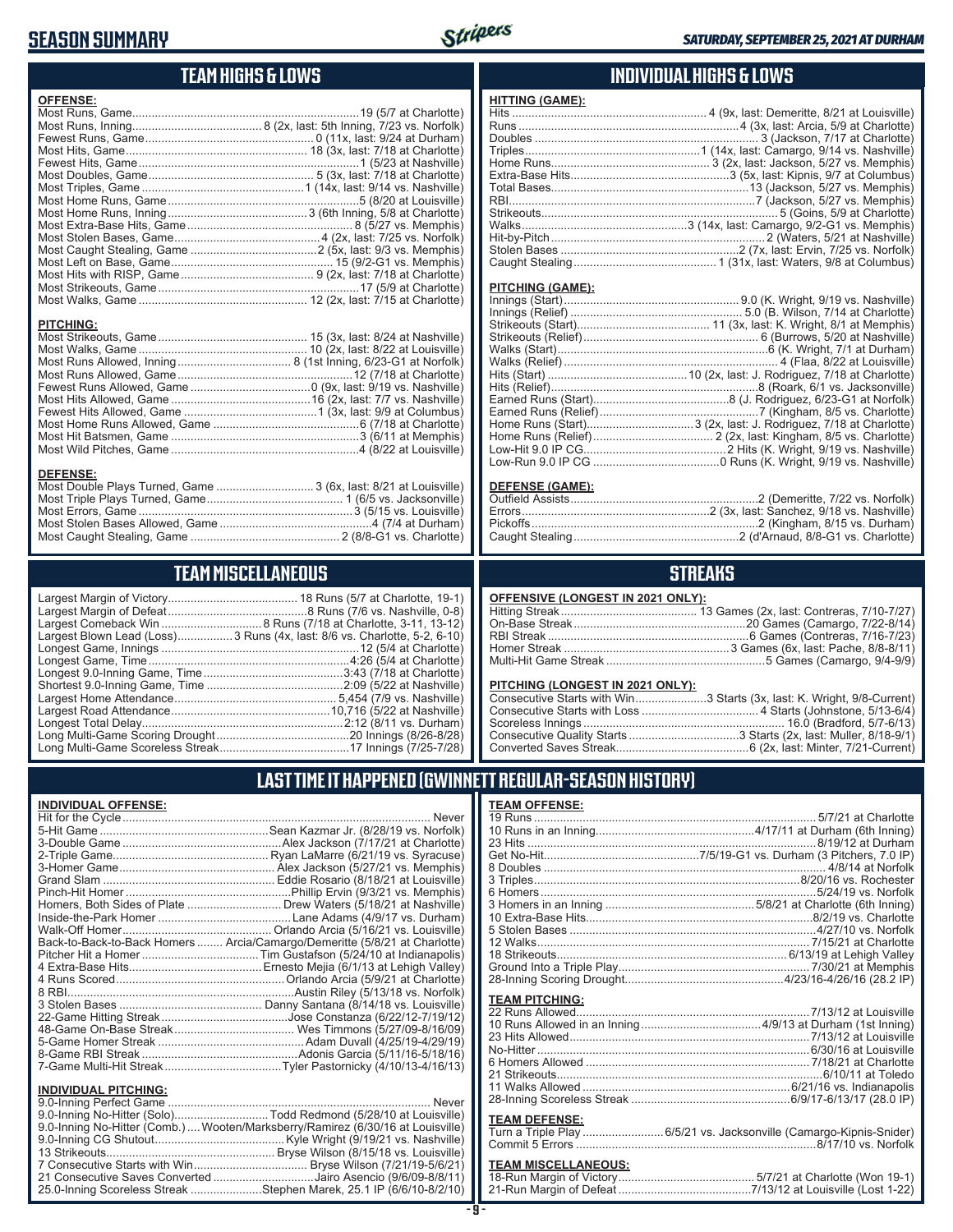# SEASON SUMMARY

*SATURDAY, SEPTEMBER 25, 2021 AT DURHAM*

## TEAM HIGHS & LOWS

**OFFENSE:**

| | |
|---|---|
| Most Runs, Game | 19 (5/7 at Charlotte) |
| Most Runs, Inning | 8 (2x, last: 5th Inning, 7/23 vs. Norfolk) |
| Fewest Runs, Game | 0 (11x, last: 9/24 at Durham) |
| Most Hits, Game | 18 (3x, last: 7/18 at Charlotte) |
| Fewest Hits, Game | 1 (5/23 at Nashville) |
| Most Doubles, Game | 5 (3x, last: 7/18 at Charlotte) |
| Most Triples, Game | 1 (14x, last: 9/14 vs. Nashville) |
| Most Home Runs, Game | 5 (8/20 at Louisville) |
| Most Home Runs, Inning | 3 (6th Inning, 5/8 at Charlotte) |
| Most Extra-Base Hits, Game | 8 (5/27 vs. Memphis) |
| Most Stolen Bases, Game | 4 (2x, last: 7/25 vs. Norfolk) |
| Most Caught Stealing, Game | 2 (5x, last: 9/3 vs. Memphis) |
| Most Left on Base, Game | 15 (9/2-G1 vs. Memphis) |
| Most Hits with RISP, Game | 9 (2x, last: 7/18 at Charlotte) |
| Most Strikeouts, Game | 17 (5/9 at Charlotte) |
| Most Walks, Game | 12 (2x, last: 7/15 at Charlotte) |

**PITCHING:**

| | |
|---|---|
| Most Strikeouts, Game | 15 (3x, last: 8/24 at Nashville) |
| Most Walks, Game | 10 (2x, last: 8/22 at Louisville) |
| Most Runs Allowed, Inning | 8 (1st Inning, 6/23-G1 at Norfolk) |
| Most Runs Allowed, Game | 12 (7/18 at Charlotte) |
| Fewest Runs Allowed, Game | 0 (9x, last: 9/19 vs. Nashville) |
| Most Hits Allowed, Game | 16 (2x, last: 7/7 vs. Nashville) |
| Fewest Hits Allowed, Game | 1 (3x, last: 9/9 at Columbus) |
| Most Home Runs Allowed, Game | 6 (7/18 at Charlotte) |
| Most Hit Batsmen, Game | 3 (6/11 at Memphis) |
| Most Wild Pitches, Game | 4 (8/22 at Louisville) |

**DEFENSE:**

| | |
|---|---|
| Most Double Plays Turned, Game | 3 (6x, last: 8/21 at Louisville) |
| Most Triple Plays Turned, Game | 1 (6/5 vs. Jacksonville) |
| Most Errors, Game | 3 (5/15 vs. Louisville) |
| Most Stolen Bases Allowed, Game | 4 (7/4 at Durham) |
| Most Caught Stealing, Game | 2 (8/8-G1 vs. Charlotte) |

## INDIVIDUAL HIGHS & LOWS

**HITTING (GAME):**

| | |
|---|---|
| Hits | 4 (9x, last: Demeritte, 8/21 at Louisville) |
| Runs | 4 (3x, last: Arcia, 5/9 at Charlotte) |
| Doubles | 3 (Jackson, 7/17 at Charlotte) |
| Triples | 1 (14x, last: Camargo, 9/14 vs. Nashville) |
| Home Runs | 3 (2x, last: Jackson, 5/27 vs. Memphis) |
| Extra-Base Hits | 3 (5x, last: Kipnis, 9/7 at Columbus) |
| Total Bases | 13 (Jackson, 5/27 vs. Memphis) |
| RBI | 7 (Jackson, 5/27 vs. Memphis) |
| Strikeouts | 5 (Goins, 5/9 at Charlotte) |
| Walks | 3 (14x, last: Camargo, 9/2-G1 vs. Memphis) |
| Hit-by-Pitch | 2 (Waters, 5/21 at Nashville) |
| Stolen Bases | 2 (7x, last: Ervin, 7/25 vs. Norfolk) |
| Caught Stealing | 1 (31x, last: Waters, 9/8 at Columbus) |

**PITCHING (GAME):**

| | |
|---|---|
| Innings (Start) | 9.0 (K. Wright, 9/19 vs. Nashville) |
| Innings (Relief) | 5.0 (B. Wilson, 7/14 at Charlotte) |
| Strikeouts (Start) | 11 (3x, last: K. Wright, 8/1 at Memphis) |
| Strikeouts (Relief) | 6 (Burrows, 5/20 at Nashville) |
| Walks (Start) | 6 (K. Wright, 7/1 at Durham) |
| Walks (Relief) | 4 (Flaa, 8/22 at Louisville) |
| Hits (Start) | 10 (2x, last: J. Rodriguez, 7/18 at Charlotte) |
| Hits (Relief) | 8 (Roark, 6/1 vs. Jacksonville) |
| Earned Runs (Start) | 8 (J. Rodriguez, 6/23-G1 at Norfolk) |
| Earned Runs (Relief) | 7 (Kingham, 8/5 vs. Charlotte) |
| Home Runs (Start) | 3 (2x, last: J. Rodriguez, 7/18 at Charlotte) |
| Home Runs (Relief) | 2 (2x, last: Kingham, 8/5 vs. Charlotte) |
| Low-Hit 9.0 IP CG | 2 Hits (K. Wright, 9/19 vs. Nashville) |
| Low-Run 9.0 IP CG | 0 Runs (K. Wright, 9/19 vs. Nashville) |

**DEFENSE (GAME):**

| | |
|---|---|
| Outfield Assists | 2 (Demeritte, 7/22 vs. Norfolk) |
| Errors | 2 (3x, last: Sanchez, 9/18 vs. Nashville) |
| Pickoffs | 2 (Kingham, 8/15 vs. Durham) |
| Caught Stealing | 2 (d'Arnaud, 8/8-G1 vs. Charlotte) |

## TEAM MISCELLANEOUS

| | |
|---|---|
| Largest Margin of Victory | 18 Runs (5/7 at Charlotte, 19-1) |
| Largest Margin of Defeat | 8 Runs (7/6 vs. Nashville, 0-8) |
| Largest Comeback Win | 8 Runs (7/18 at Charlotte, 3-11, 13-12) |
| Largest Blown Lead (Loss) | 3 Runs (4x, last: 8/6 vs. Charlotte, 5-2, 6-10) |
| Longest Game, Innings | 12 (5/4 at Charlotte) |
| Longest Game, Time | 4:26 (5/4 at Charlotte) |
| Longest 9.0-Inning Game, Time | 3:43 (7/18 at Charlotte) |
| Shortest 9.0-Inning Game, Time | 2:09 (5/22 at Nashville) |
| Largest Home Attendance | 5,454 (7/9 vs. Nashville) |
| Largest Road Attendance | 10,716 (5/22 at Nashville) |
| Longest Total Delay | 2:12 (8/11 vs. Durham) |
| Long Multi-Game Scoring Drought | 20 Innings (8/26-8/28) |
| Long Multi-Game Scoreless Streak | 17 Innings (7/25-7/28) |

## STREAKS

**OFFENSIVE (LONGEST IN 2021 ONLY):**

| | |
|---|---|
| Hitting Streak | 13 Games (2x, last: Contreras, 7/10-7/27) |
| On-Base Streak | 20 Games (Camargo, 7/22-8/14) |
| RBI Streak | 6 Games (Contreras, 7/16-7/23) |
| Homer Streak | 3 Games (6x, last: Pache, 8/8-8/11) |
| Multi-Hit Game Streak | 5 Games (Camargo, 9/4-9/9) |

**PITCHING (LONGEST IN 2021 ONLY):**

| | |
|---|---|
| Consecutive Starts with Win | 3 Starts (3x, last: K. Wright, 9/8-Current) |
| Consecutive Starts with Loss | 4 Starts (Johnstone, 5/13-6/4) |
| Scoreless Innings | 16.0 (Bradford, 5/7-6/13) |
| Consecutive Quality Starts | 3 Starts (2x, last: Muller, 8/18-9/1) |
| Converted Saves Streak | 6 (2x, last: Minter, 7/21-Current) |

## LAST TIME IT HAPPENED (GWINNETT REGULAR-SEASON HISTORY)

**INDIVIDUAL OFFENSE:**

| | |
|---|---|
| Hit for the Cycle | Never |
| 5-Hit Game | Sean Kazmar Jr. (8/28/19 vs. Norfolk) |
| 3-Double Game | Alex Jackson (7/17/21 at Charlotte) |
| 2-Triple Game | Ryan LaMarre (6/21/19 vs. Syracuse) |
| 3-Homer Game | Alex Jackson (5/27/21 vs. Memphis) |
| Grand Slam | Eddie Rosario (8/18/21 at Louisville) |
| Pinch-Hit Homer | Phillip Ervin (9/3/21 vs. Memphis) |
| Homers, Both Sides of Plate | Drew Waters (5/18/21 at Nashville) |
| Inside-the-Park Homer | Lane Adams (4/9/17 vs. Durham) |
| Walk-Off Homer | Orlando Arcia (5/16/21 vs. Louisville) |
| Back-to-Back-to-Back Homers | Arcia/Camargo/Demeritte (5/8/21 at Charlotte) |
| Pitcher Hit a Homer | Tim Gustafson (5/24/10 at Indianapolis) |
| 4 Extra-Base Hits | Ernesto Mejia (6/1/13 at Lehigh Valley) |
| 4 Runs Scored | Orlando Arcia (5/9/21 at Charlotte) |
| 8 RBI | Austin Riley (5/13/18 vs. Norfolk) |
| 3 Stolen Bases | Danny Santana (8/14/18 vs. Louisville) |
| 22-Game Hitting Streak | Jose Constanza (6/22/12-7/19/12) |
| 48-Game On-Base Streak | Wes Timmons (5/27/09-8/16/09) |
| 5-Game Homer Streak | Adam Duvall (4/25/19-4/29/19) |
| 8-Game RBI Streak | Adonis Garcia (5/11/16-5/18/16) |
| 7-Game Multi-Hit Streak | Tyler Pastornicky (4/10/13-4/16/13) |

**INDIVIDUAL PITCHING:**

| | |
|---|---|
| 9.0-Inning Perfect Game | Never |
| 9.0-Inning No-Hitter (Solo) | Todd Redmond (5/28/10 at Louisville) |
| 9.0-Inning No-Hitter (Comb.) | Wooten/Marksberry/Ramirez (6/30/16 at Louisville) |
| 9.0-Inning CG Shutout | Kyle Wright (9/19/21 vs. Nashville) |
| 13 Strikeouts | Bryse Wilson (8/15/18 vs. Louisville) |
| 7 Consecutive Starts with Win | Bryse Wilson (7/21/19-5/6/21) |
| 21 Consecutive Saves Converted | Jairo Asencio (9/6/09-8/8/11) |
| 25.0-Inning Scoreless Streak | Stephen Marek, 25.1 IP (6/6/10-8/2/10) |

**TEAM OFFENSE:**

| | |
|---|---|
| 19 Runs | 5/7/21 at Charlotte |
| 10 Runs in an Inning | 4/17/11 at Durham (6th Inning) |
| 23 Hits | 8/19/12 at Durham |
| Get No-Hit | 7/5/19-G1 vs. Durham (3 Pitchers, 7.0 IP) |
| 8 Doubles | 4/8/14 at Norfolk |
| 3 Triples | 8/20/16 vs. Rochester |
| 6 Homers | 5/24/19 vs. Norfolk |
| 3 Homers in an Inning | 5/8/21 at Charlotte (6th Inning) |
| 10 Extra-Base Hits | 8/2/19 vs. Charlotte |
| 5 Stolen Bases | 4/27/10 vs. Norfolk |
| 12 Walks | 7/15/21 at Charlotte |
| 18 Strikeouts | 6/13/19 at Lehigh Valley |
| Ground Into a Triple Play | 7/30/21 at Memphis |
| 28-Inning Scoring Drought | 4/23/16-4/26/16 (28.2 IP) |

**TEAM PITCHING:**

| | |
|---|---|
| 22 Runs Allowed | 7/13/12 at Louisville |
| 10 Runs Allowed in an Inning | 4/9/13 at Durham (1st Inning) |
| 23 Hits Allowed | 7/13/12 at Louisville |
| No-Hitter | 6/30/16 at Louisville |
| 6 Homers Allowed | 7/18/21 at Charlotte |
| 21 Strikeouts | 6/10/11 at Toledo |
| 11 Walks Allowed | 6/21/16 vs. Indianapolis |
| 28-Inning Scoreless Streak | 6/9/17-6/13/17 (28.0 IP) |

**TEAM DEFENSE:**

| | |
|---|---|
| Turn a Triple Play | 6/5/21 vs. Jacksonville (Camargo-Kipnis-Snider) |
| Commit 5 Errors | 8/17/10 vs. Norfolk |

**TEAM MISCELLANEOUS:**

| | |
|---|---|
| 18-Run Margin of Victory | 5/7/21 at Charlotte (Won 19-1) |
| 21-Run Margin of Defeat | 7/13/12 at Louisville (Lost 1-22) |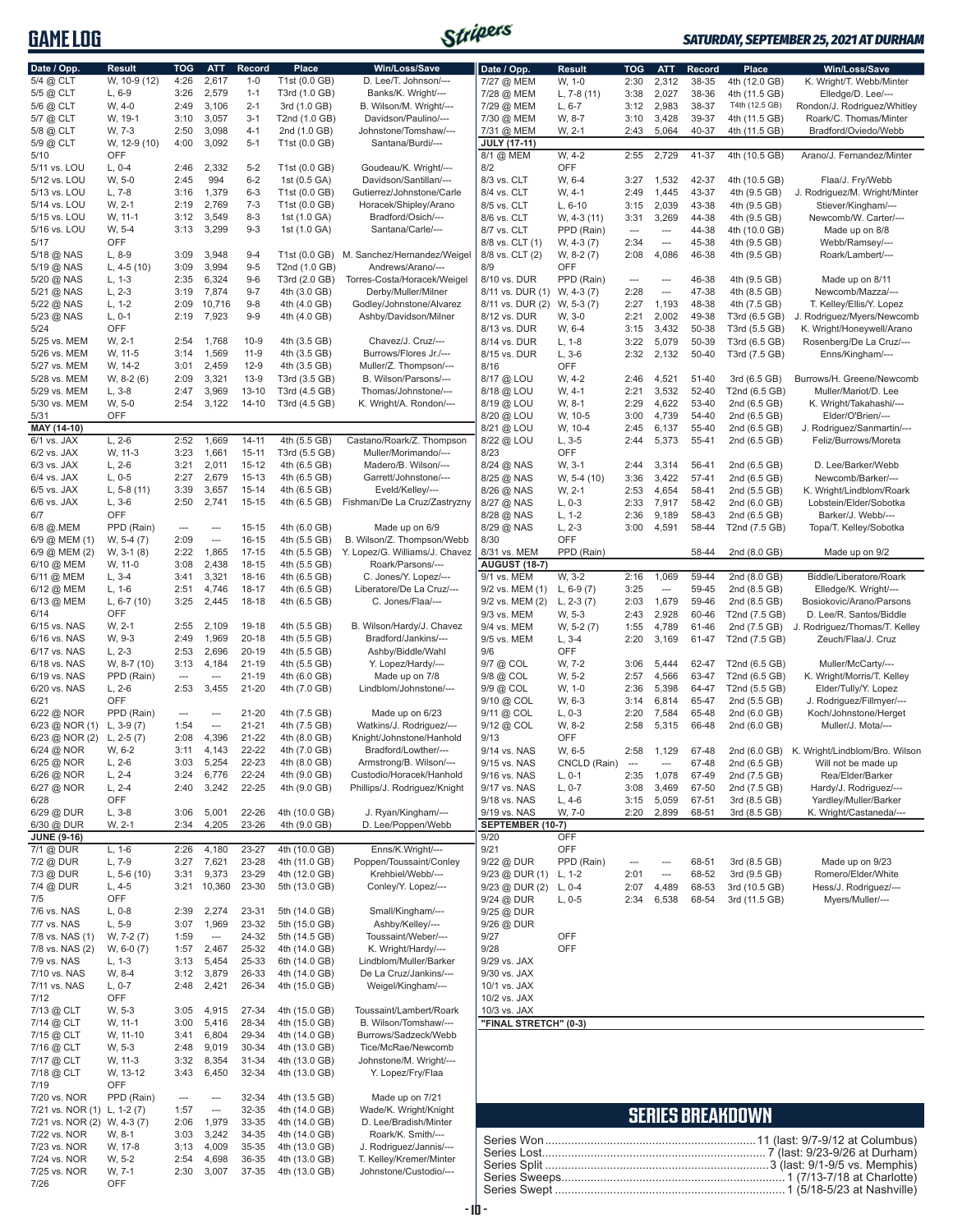# GAME LOG

| Date / Opp. | Result | TOG | ATT | Record | Place | Win/Loss/Save |
|---|---|---|---|---|---|---|
| 5/4 @ CLT | W, 10-9 (12) | 4:26 | 2,617 | 1-0 | T1st (0.0 GB) | D. Lee/T. Johnson/--- |
| 5/5 @ CLT | L, 6-9 | 3:26 | 2,579 | 1-1 | T3rd (1.0 GB) | Banks/K. Wright/--- |
| 5/6 @ CLT | W, 4-0 | 2:49 | 3,106 | 2-1 | 3rd (1.0 GB) | B. Wilson/M. Wright/--- |
| 5/7 @ CLT | W, 19-1 | 3:10 | 3,057 | 3-1 | T2nd (1.0 GB) | Davidson/Paulino/--- |
| 5/8 @ CLT | W, 7-3 | 2:50 | 3,098 | 4-1 | 2nd (1.0 GB) | Johnstone/Tomshaw/--- |
| 5/9 @ CLT | W, 12-9 (10) | 4:00 | 3,092 | 5-1 | T1st (0.0 GB) | Santana/Burdi/--- |
| 5/10 | OFF | | | | | |
| 5/11 vs. LOU | L, 0-4 | 2:46 | 2,332 | 5-2 | T1st (0.0 GB) | Goudeau/K. Wright/--- |
| 5/12 vs. LOU | W, 5-0 | 2:45 | 994 | 6-2 | 1st (0.5 GA) | Davidson/Santillan/--- |
| 5/13 vs. LOU | L, 7-8 | 3:16 | 1,379 | 6-3 | T1st (0.0 GB) | Gutierrez/Johnstone/Carle |
| 5/14 vs. LOU | W, 2-1 | 2:19 | 2,769 | 7-3 | T1st (0.0 GB) | Horacek/Shipley/Arano |
| 5/15 vs. LOU | W, 11-1 | 3:12 | 3,549 | 8-3 | 1st (1.0 GA) | Bradford/Osich/--- |
| 5/16 vs. LOU | W, 5-4 | 3:13 | 3,299 | 9-3 | 1st (1.0 GA) | Santana/Carle/--- |
| 5/17 | OFF | | | | | |
| 5/18 @ NAS | L, 8-9 | 3:09 | 3,948 | 9-4 | T1st (0.0 GB) | M. Sanchez/Hernandez/Weigel |
| 5/19 @ NAS | L, 4-5 (10) | 3:09 | 3,994 | 9-5 | T2nd (1.0 GB) | Andrews/Arano/--- |
| 5/20 @ NAS | L, 1-3 | 2:35 | 6,324 | 9-6 | T3rd (2.0 GB) | Torres-Costa/Horacek/Weigel |
| 5/21 @ NAS | L, 2-3 | 3:19 | 7,874 | 9-7 | 4th (3.0 GB) | Derby/Muller/Milner |
| 5/22 @ NAS | L, 1-2 | 2:09 | 10,716 | 9-8 | 4th (4.0 GB) | Godley/Johnstone/Alvarez |
| 5/23 @ NAS | L, 0-1 | 2:19 | 7,923 | 9-9 | 4th (4.0 GB) | Ashby/Davidson/Milner |
| 5/24 | OFF | | | | | |
| 5/25 vs. MEM | W, 2-1 | 2:54 | 1,768 | 10-9 | 4th (3.5 GB) | Chavez/J. Cruz/--- |
| 5/26 vs. MEM | W, 11-5 | 3:14 | 1,569 | 11-9 | 4th (3.5 GB) | Burrows/Flores Jr./--- |
| 5/27 vs. MEM | W, 14-2 | 3:01 | 2,459 | 12-9 | 4th (3.5 GB) | Muller/Z. Thompson/--- |
| 5/28 vs. MEM | W, 8-2 (6) | 2:09 | 3,321 | 13-9 | T3rd (3.5 GB) | B. Wilson/Parsons/--- |
| 5/29 vs. MEM | L, 3-8 | 2:47 | 3,969 | 13-10 | T3rd (4.5 GB) | Thomas/Johnstone/--- |
| 5/30 vs. MEM | W, 5-0 | 2:54 | 3,122 | 14-10 | T3rd (4.5 GB) | K. Wright/A. Rondon/--- |
| 5/31 | OFF | | | | | |
| **MAY (14-10)** | | | | | | |
| 6/1 vs. JAX | L, 2-6 | 2:52 | 1,669 | 14-11 | 4th (5.5 GB) | Castano/Roark/Z. Thompson |
| 6/2 vs. JAX | W, 11-3 | 3:23 | 1,661 | 15-11 | T3rd (5.5 GB) | Muller/Morimando/--- |
| 6/3 vs. JAX | L, 2-6 | 3:21 | 2,011 | 15-12 | 4th (6.5 GB) | Madero/B. Wilson/--- |
| 6/4 vs. JAX | L, 0-5 | 2:27 | 2,679 | 15-13 | 4th (6.5 GB) | Garrett/Johnstone/--- |
| 6/5 vs. JAX | L, 5-8 (11) | 3:39 | 3,657 | 15-14 | 4th (6.5 GB) | Eveld/Kelley/--- |
| 6/6 vs. JAX | L, 3-6 | 2:50 | 2,741 | 15-15 | 4th (6.5 GB) | Fishman/De La Cruz/Zastryzny |
| 6/7 | OFF | | | | | |
| 6/8 @ MEM | PPD (Rain) | --- | --- | 15-15 | 4th (6.0 GB) | Made up on 6/9 |
| 6/9 @ MEM (1) | W, 5-4 (7) | 2:09 | --- | 16-15 | 4th (5.5 GB) | B. Wilson/Z. Thompson/Webb |
| 6/9 @ MEM (2) | W, 3-1 (8) | 2:22 | 1,865 | 17-15 | 4th (5.5 GB) | Y. Lopez/G. Williams/J. Chavez |
| 6/10 @ MEM | W, 11-0 | 3:08 | 2,438 | 18-15 | 4th (5.5 GB) | Roark/Parsons/--- |
| 6/11 @ MEM | L, 3-4 | 3:41 | 3,321 | 18-16 | 4th (6.5 GB) | C. Jones/Y. Lopez/--- |
| 6/12 @ MEM | L, 1-6 | 2:51 | 4,746 | 18-17 | 4th (6.5 GB) | Liberatore/De La Cruz/--- |
| 6/13 @ MEM | L, 6-7 (10) | 3:25 | 2,445 | 18-18 | 4th (6.5 GB) | C. Jones/Flaa/--- |
| 6/14 | OFF | | | | | |
| 6/15 vs. NAS | W, 2-1 | 2:55 | 2,109 | 19-18 | 4th (5.5 GB) | B. Wilson/Hardy/J. Chavez |
| 6/16 vs. NAS | W, 9-3 | 2:49 | 1,969 | 20-18 | 4th (5.5 GB) | Bradford/Jankins/--- |
| 6/17 vs. NAS | L, 2-3 | 2:53 | 2,696 | 20-19 | 4th (5.5 GB) | Ashby/Biddle/Wahl |
| 6/18 vs. NAS | W, 8-7 (10) | 3:13 | 4,184 | 21-19 | 4th (5.5 GB) | Y. Lopez/Hardy/--- |
| 6/19 vs. NAS | PPD (Rain) | --- | --- | 21-19 | 4th (6.0 GB) | Made up on 7/8 |
| 6/20 vs. NAS | L, 2-6 | 2:53 | 3,455 | 21-20 | 4th (7.0 GB) | Lindblom/Johnstone/--- |
| 6/21 | OFF | | | | | |
| 6/22 @ NOR | PPD (Rain) | --- | --- | 21-20 | 4th (7.5 GB) | Made up on 6/23 |
| 6/23 @ NOR (1) | L, 3-9 (7) | 1:54 | --- | 21-21 | 4th (7.5 GB) | Watkins/J. Rodriguez/--- |
| 6/23 @ NOR (2) | L, 2-5 (7) | 2:08 | 4,396 | 21-22 | 4th (8.0 GB) | Knight/Johnstone/Hanhold |
| 6/24 @ NOR | W, 6-2 | 3:11 | 4,143 | 22-22 | 4th (7.0 GB) | Bradford/Lowther/--- |
| 6/25 @ NOR | L, 2-6 | 3:03 | 5,254 | 22-23 | 4th (8.0 GB) | Armstrong/B. Wilson/--- |
| 6/26 @ NOR | L, 2-4 | 3:24 | 6,776 | 22-24 | 4th (9.0 GB) | Custodio/Horacek/Hanhold |
| 6/27 @ NOR | L, 2-4 | 2:40 | 3,242 | 22-25 | 4th (9.0 GB) | Phillips/J. Rodriguez/Knight |
| 6/28 | OFF | | | | | |
| 6/29 @ DUR | L, 3-8 | 3:06 | 5,001 | 22-26 | 4th (10.0 GB) | J. Ryan/Kingham/--- |
| 6/30 @ DUR | W, 2-1 | 2:34 | 4,205 | 23-26 | 4th (9.0 GB) | D. Lee/Poppen/Webb |
| **JUNE (9-16)** | | | | | | |
| 7/1 @ DUR | L, 1-6 | 2:26 | 4,180 | 23-27 | 4th (10.0 GB) | Enns/K.Wright/--- |
| 7/2 @ DUR | L, 7-9 | 3:27 | 7,621 | 23-28 | 4th (11.0 GB) | Poppen/Toussaint/Conley |
| 7/3 @ DUR | L, 5-6 (10) | 3:31 | 9,373 | 23-29 | 4th (12.0 GB) | Krehbiel/Webb/--- |
| 7/4 @ DUR | L, 4-5 | 3:21 | 10,360 | 23-30 | 5th (13.0 GB) | Conley/Y. Lopez/--- |
| 7/5 | OFF | | | | | |
| 7/6 vs. NAS | L, 0-8 | 2:39 | 2,274 | 23-31 | 5th (14.0 GB) | Small/Kingham/--- |
| 7/7 vs. NAS | L, 5-9 | 3:07 | 1,969 | 23-32 | 5th (15.0 GB) | Ashby/Kelley/--- |
| 7/8 vs. NAS (1) | W, 7-2 (7) | 1:59 | --- | 24-32 | 5th (14.5 GB) | Toussaint/Weber/--- |
| 7/8 vs. NAS (2) | W, 6-0 (7) | 1:57 | 2,467 | 25-32 | 4th (14.0 GB) | K. Wright/Hardy/--- |
| 7/9 vs. NAS | L, 1-3 | 3:13 | 5,454 | 25-33 | 6th (14.0 GB) | Lindblom/Muller/Barker |
| 7/10 vs. NAS | W, 8-4 | 3:12 | 3,879 | 26-33 | 4th (14.0 GB) | De La Cruz/Jankins/--- |
| 7/11 vs. NAS | L, 0-7 | 2:48 | 2,421 | 26-34 | 4th (15.0 GB) | Weigel/Kingham/--- |
| 7/12 | OFF | | | | | |
| 7/13 @ CLT | W, 5-3 | 3:05 | 4,915 | 27-34 | 4th (15.0 GB) | Toussaint/Lambert/Roark |
| 7/14 @ CLT | W, 11-1 | 3:00 | 5,416 | 28-34 | 4th (15.0 GB) | B. Wilson/Tomshaw/--- |
| 7/15 @ CLT | W, 11-10 | 3:41 | 6,804 | 29-34 | 4th (14.0 GB) | Burrows/Sadzeck/Webb |
| 7/16 @ CLT | W, 5-3 | 2:48 | 9,019 | 30-34 | 4th (13.0 GB) | Tice/McRae/Newcomb |
| 7/17 @ CLT | W, 11-3 | 3:32 | 8,354 | 31-34 | 4th (13.0 GB) | Johnstone/M. Wright/--- |
| 7/18 @ CLT | W, 13-12 | 3:43 | 6,450 | 32-34 | 4th (13.0 GB) | Y. Lopez/Fry/Flaa |
| 7/19 | OFF | | | | | |
| 7/20 vs. NOR | PPD (Rain) | --- | --- | 32-34 | 4th (13.5 GB) | Made up on 7/21 |
| 7/21 vs. NOR (1) | L, 1-2 (7) | 1:57 | --- | 32-35 | 4th (14.0 GB) | Wade/K. Wright/Knight |
| 7/21 vs. NOR (2) | W, 4-3 (7) | 2:06 | 1,979 | 33-35 | 4th (14.0 GB) | D. Lee/Bradish/Minter |
| 7/22 vs. NOR | W, 8-1 | 3:03 | 3,242 | 34-35 | 4th (14.0 GB) | Roark/K. Smith/--- |
| 7/23 vs. NOR | W, 17-8 | 3:13 | 4,009 | 35-35 | 4th (13.0 GB) | J. Rodriguez/Jannis/--- |
| 7/24 vs. NOR | W, 5-2 | 2:54 | 4,698 | 36-35 | 4th (13.0 GB) | T. Kelley/Kremer/Minter |
| 7/25 vs. NOR | W, 7-1 | 2:30 | 3,007 | 37-35 | 4th (13.0 GB) | Johnstone/Custodio/--- |
| 7/26 | OFF | | | | | |
| 7/27 @ MEM | W, 1-0 | 2:30 | 2,312 | 38-35 | 4th (12.0 GB) | K. Wright/T. Webb/Minter |
| 7/28 @ MEM | L, 7-8 (11) | 3:38 | 2,027 | 38-36 | 4th (11.5 GB) | Elledge/D. Lee/--- |
| 7/29 @ MEM | L, 6-7 | 3:12 | 2,983 | 38-37 | T4th (12.5 GB) | Rondon/J. Rodriguez/Whitley |
| 7/30 @ MEM | W, 8-7 | 3:10 | 3,428 | 39-37 | 4th (11.5 GB) | Roark/C. Thomas/Minter |
| 7/31 @ MEM | W, 2-1 | 2:43 | 5,064 | 40-37 | 4th (11.5 GB) | Bradford/Oviedo/Webb |
| **JULY (17-11)** | | | | | | |
| 8/1 @ MEM | W, 4-2 | 2:55 | 2,729 | 41-37 | 4th (10.5 GB) | Arano/J. Fernandez/Minter |
| 8/2 | OFF | | | | | |
| 8/3 vs. CLT | W, 6-4 | 3:27 | 1,532 | 42-37 | 4th (10.5 GB) | Flaa/J. Fry/Webb |
| 8/4 vs. CLT | W, 4-1 | 2:49 | 1,445 | 43-37 | 4th (9.5 GB) | J. Rodriguez/M. Wright/Minter |
| 8/5 vs. CLT | L, 6-10 | 3:15 | 2,039 | 43-38 | 4th (9.5 GB) | Stiever/Kingham/--- |
| 8/6 vs. CLT | W, 4-3 (11) | 3:31 | 3,269 | 44-38 | 4th (9.5 GB) | Newcomb/W. Carter/--- |
| 8/7 vs. CLT | PPD (Rain) | --- | --- | 44-38 | 4th (10.0 GB) | Made up on 8/8 |
| 8/8 vs. CLT (1) | W, 4-3 (7) | 2:34 | --- | 45-38 | 4th (9.5 GB) | Webb/Ramsey/--- |
| 8/8 vs. CLT (2) | W, 8-2 (7) | 2:08 | 4,086 | 46-38 | 4th (9.5 GB) | Roark/Lambert/--- |
| 8/9 | OFF | | | | | |
| 8/10 vs. DUR | PPD (Rain) | --- | --- | 46-38 | 4th (9.5 GB) | Made up on 8/11 |
| 8/11 vs. DUR (1) | W, 4-3 (7) | 2:28 | --- | 47-38 | 4th (8.5 GB) | Newcomb/Mazza/--- |
| 8/11 vs. DUR (2) | W, 5-3 (7) | 2:27 | 1,193 | 48-38 | 4th (7.5 GB) | T. Kelley/Ellis/Y. Lopez |
| 8/12 vs. DUR | W, 3-0 | 2:21 | 2,002 | 49-38 | T3rd (6.5 GB) | J. Rodriguez/Myers/Newcomb |
| 8/13 vs. DUR | W, 6-4 | 3:15 | 3,432 | 50-38 | T3rd (5.5 GB) | K. Wright/Honeywell/Arano |
| 8/14 vs. DUR | L, 1-8 | 3:22 | 5,079 | 50-39 | T3rd (6.5 GB) | Rosenberg/De La Cruz/--- |
| 8/15 vs. DUR | L, 3-6 | 2:32 | 2,132 | 50-40 | T3rd (7.5 GB) | Enns/Kingham/--- |
| 8/16 | OFF | | | | | |
| 8/17 @ LOU | W, 4-2 | 2:46 | 4,521 | 51-40 | 3rd (6.5 GB) | Burrows/H. Greene/Newcomb |
| 8/18 @ LOU | W, 4-1 | 2:21 | 3,532 | 52-40 | T2nd (6.5 GB) | Muller/Mariot/D. Lee |
| 8/19 @ LOU | W, 8-1 | 2:29 | 4,622 | 53-40 | 2nd (6.5 GB) | K. Wright/Takahashi/--- |
| 8/20 @ LOU | W, 10-5 | 3:00 | 4,739 | 54-40 | 2nd (6.5 GB) | Elder/O'Brien/--- |
| 8/21 @ LOU | W, 10-4 | 2:45 | 6,137 | 55-40 | 2nd (6.5 GB) | J. Rodriguez/Sanmartin/--- |
| 8/22 @ LOU | L, 3-5 | 2:44 | 5,373 | 55-41 | 2nd (6.5 GB) | Feliz/Burrows/Moreta |
| 8/23 | OFF | | | | | |
| 8/24 @ NAS | W, 3-1 | 2:44 | 3,314 | 56-41 | 2nd (6.5 GB) | D. Lee/Barker/Webb |
| 8/25 @ NAS | W, 5-4 (10) | 3:36 | 3,422 | 57-41 | 2nd (6.5 GB) | Newcomb/Barker/--- |
| 8/26 @ NAS | W, 2-1 | 2:53 | 4,654 | 58-41 | 2nd (5.5 GB) | K. Wright/Lindblom/Roark |
| 8/27 @ NAS | L, 0-3 | 2:33 | 7,917 | 58-42 | 2nd (6.0 GB) | Lobstein/Elder/Sobotka |
| 8/28 @ NAS | L, 1-2 | 2:36 | 9,189 | 58-43 | 2nd (6.5 GB) | Barker/J. Webb/--- |
| 8/29 @ NAS | L, 2-3 | 3:00 | 4,591 | 58-44 | T2nd (7.5 GB) | Topa/T. Kelley/Sobotka |
| 8/30 | OFF | | | | | |
| 8/31 vs. MEM | PPD (Rain) | | | 58-44 | 2nd (8.0 GB) | Made up on 9/2 |
| **AUGUST (18-7)** | | | | | | |
| 9/1 vs. MEM | W, 3-2 | 2:16 | 1,069 | 59-44 | 2nd (8.0 GB) | Biddle/Liberatore/Roark |
| 9/2 vs. MEM (1) | L, 6-9 (7) | 3:25 | --- | 59-45 | 2nd (8.5 GB) | Elledge/K. Wright/--- |
| 9/2 vs. MEM (2) | L, 2-3 (7) | 2:03 | 1,679 | 59-46 | 2nd (8.5 GB) | Bosiokovic/Arano/Parsons |
| 9/3 vs. MEM | W, 5-3 | 2:43 | 2,928 | 60-46 | T2nd (7.5 GB) | D. Lee/R. Santos/Biddle |
| 9/4 vs. MEM | W, 5-2 (7) | 1:55 | 4,789 | 61-46 | 2nd (7.5 GB) | J. Rodriguez/Thomas/T. Kelley |
| 9/5 vs. MEM | L, 3-4 | 2:20 | 3,169 | 61-47 | T2nd (7.5 GB) | Zeuch/Flaa/J. Cruz |
| 9/6 | OFF | | | | | |
| 9/7 @ COL | W, 7-2 | 3:06 | 5,444 | 62-47 | T2nd (6.5 GB) | Muller/McCarty/--- |
| 9/8 @ COL | W, 5-2 | 2:57 | 4,566 | 63-47 | T2nd (6.5 GB) | K. Wright/Morris/T. Kelley |
| 9/9 @ COL | W, 1-0 | 2:36 | 5,398 | 64-47 | T2nd (5.5 GB) | Elder/Tully/Y. Lopez |
| 9/10 @ COL | W, 6-3 | 3:14 | 6,814 | 65-47 | 2nd (5.5 GB) | J. Rodriguez/Fillmyer/--- |
| 9/11 @ COL | L, 0-3 | 2:20 | 7,584 | 65-48 | 2nd (6.0 GB) | Koch/Johnstone/Herget |
| 9/12 @ COL | W, 8-2 | 2:58 | 5,315 | 66-48 | 2nd (6.0 GB) | Muller/J. Mota/--- |
| 9/13 | OFF | | | | | |
| 9/14 vs. NAS | W, 6-5 | 2:58 | 1,129 | 67-48 | 2nd (6.0 GB) | K. Wright/Lindblom/Bro. Wilson |
| 9/15 vs. NAS | CNCLD (Rain) | --- | --- | 67-48 | 2nd (6.5 GB) | Will not be made up |
| 9/16 vs. NAS | L, 0-1 | 2:35 | 1,078 | 67-49 | 2nd (7.5 GB) | Rea/Elder/Barker |
| 9/17 vs. NAS | L, 0-7 | 3:08 | 3,469 | 67-50 | 2nd (7.5 GB) | Hardy/J. Rodriguez/--- |
| 9/18 vs. NAS | L, 4-6 | 3:15 | 5,059 | 67-51 | 3rd (8.5 GB) | Yardley/Muller/Barker |
| 9/19 vs. NAS | W, 7-0 | 2:20 | 2,899 | 68-51 | 3rd (8.5 GB) | K. Wright/Castaneda/--- |
| **SEPTEMBER (10-7)** | | | | | | |
| 9/20 | OFF | | | | | |
| 9/21 | OFF | | | | | |
| 9/22 @ DUR | PPD (Rain) | --- | --- | 68-51 | 3rd (8.5 GB) | Made up on 9/23 |
| 9/23 @ DUR (1) | L, 1-2 | 2:01 | --- | 68-52 | 3rd (9.5 GB) | Romero/Elder/White |
| 9/23 @ DUR (2) | L, 0-4 | 2:07 | 4,489 | 68-53 | 3rd (10.5 GB) | Hess/J. Rodriguez/--- |
| 9/24 @ DUR | L, 0-5 | 2:34 | 6,538 | 68-54 | 3rd (11.5 GB) | Myers/Muller/--- |
| 9/25 @ DUR | | | | | | |
| 9/26 @ DUR | | | | | | |
| 9/27 | OFF | | | | | |
| 9/28 | OFF | | | | | |
| 9/29 vs. JAX | | | | | | |
| 9/30 vs. JAX | | | | | | |
| 10/1 vs. JAX | | | | | | |
| 10/2 vs. JAX | | | | | | |
| 10/3 vs. JAX | | | | | | |
| **"FINAL STRETCH" (0-3)** | | | | | | |

## SERIES BREAKDOWN

Series Won ....................................................................... 11 (last: 9/7-9/12 at Columbus)
Series Lost ........................................................................... 7 (last: 9/23-9/26 at Durham)
Series Split .............................................................................. 3 (last: 9/1-9/5 vs. Memphis)
Series Sweeps ................................................................... 1 (7/13-7/18 at Charlotte)
Series Swept ...................................................................... 1 (5/18-5/23 at Nashville)